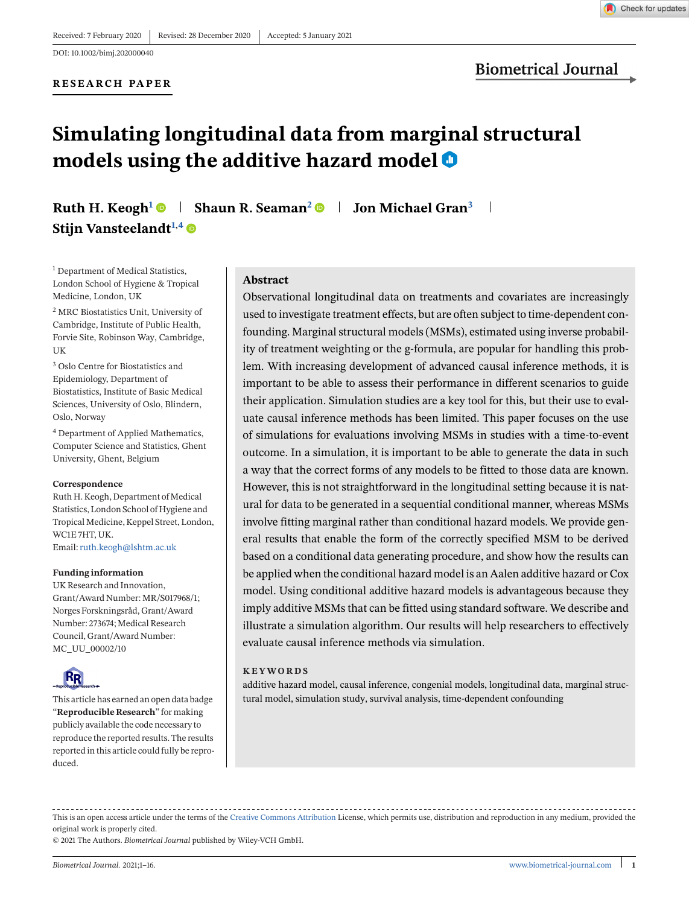Received: 7 February 2020 | Revised: 28 December 2020 | Accepted: 5 January 2021

DOI: 10.1002/bimj.202000040

RESEARCH PAPER

# Simulating longitudinal data from marginal structural models using the additive hazard model

**Ruth H. Keogh**[1] | **Shaun R. Seaman**[2] | **Jon Michael Gran**[3] | **Stijn Vansteelandt**[1,4]

[1] Department of Medical Statistics, London School of Hygiene & Tropical Medicine, London, UK

[2] MRC Biostatistics Unit, University of Cambridge, Institute of Public Health, Forvie Site, Robinson Way, Cambridge, UK

[3] Oslo Centre for Biostatistics and Epidemiology, Department of Biostatistics, Institute of Basic Medical Sciences, University of Oslo, Blindern, Oslo, Norway

[4] Department of Applied Mathematics, Computer Science and Statistics, Ghent University, Ghent, Belgium

**Correspondence**

Ruth H. Keogh, Department of Medical Statistics, London School of Hygiene and Tropical Medicine, Keppel Street, London, WC1E 7HT, UK.
Email: ruth.keogh@lshtm.ac.uk

**Funding information**

UK Research and Innovation, Grant/Award Number: MR/S017968/1; Norges Forskningsråd, Grant/Award Number: 273674; Medical Research Council, Grant/Award Number: MC_UU_00002/10

This article has earned an open data badge "**Reproducible Research**" for making publicly available the code necessary to reproduce the reported results. The results reported in this article could fully be reproduced.

## Abstract

Observational longitudinal data on treatments and covariates are increasingly used to investigate treatment effects, but are often subject to time-dependent confounding. Marginal structural models (MSMs), estimated using inverse probability of treatment weighting or the g-formula, are popular for handling this problem. With increasing development of advanced causal inference methods, it is important to be able to assess their performance in different scenarios to guide their application. Simulation studies are a key tool for this, but their use to evaluate causal inference methods has been limited. This paper focuses on the use of simulations for evaluations involving MSMs in studies with a time-to-event outcome. In a simulation, it is important to be able to generate the data in such a way that the correct forms of any models to be fitted to those data are known. However, this is not straightforward in the longitudinal setting because it is natural for data to be generated in a sequential conditional manner, whereas MSMs involve fitting marginal rather than conditional hazard models. We provide general results that enable the form of the correctly specified MSM to be derived based on a conditional data generating procedure, and show how the results can be applied when the conditional hazard model is an Aalen additive hazard or Cox model. Using conditional additive hazard models is advantageous because they imply additive MSMs that can be fitted using standard software. We describe and illustrate a simulation algorithm. Our results will help researchers to effectively evaluate causal inference methods via simulation.

**KEYWORDS**

additive hazard model, causal inference, congenial models, longitudinal data, marginal structural model, simulation study, survival analysis, time-dependent confounding

This is an open access article under the terms of the Creative Commons Attribution License, which permits use, distribution and reproduction in any medium, provided the original work is properly cited.

© 2021 The Authors. *Biometrical Journal* published by Wiley-VCH GmbH.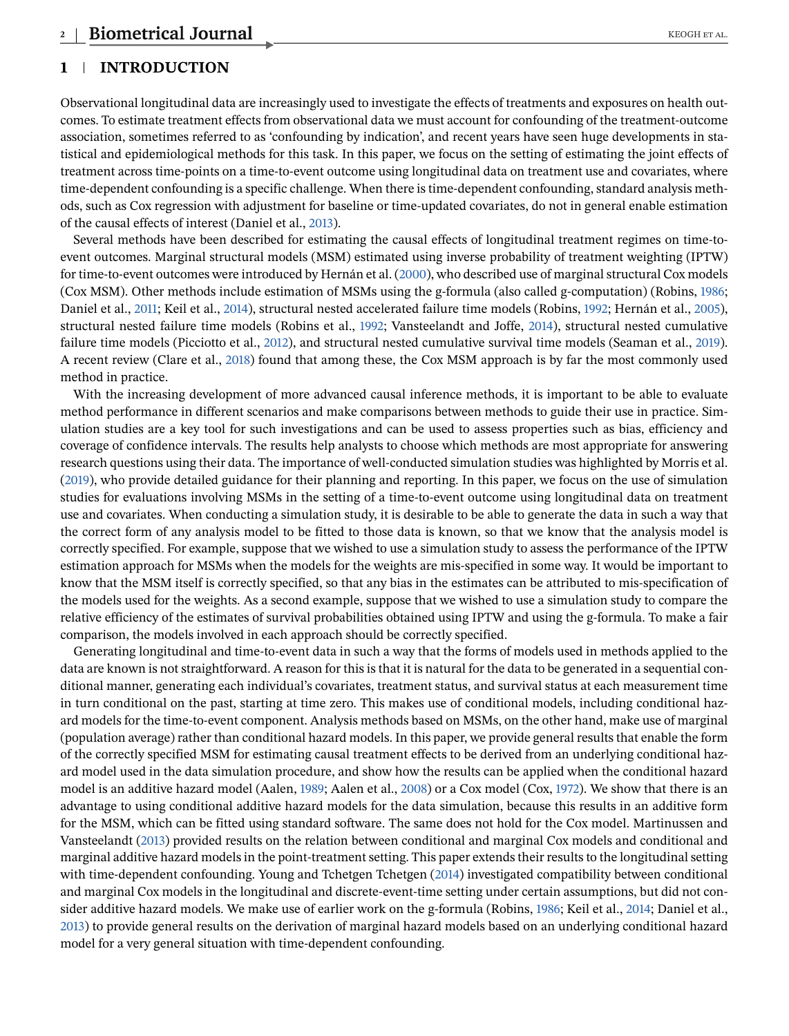## 1 INTRODUCTION

Observational longitudinal data are increasingly used to investigate the effects of treatments and exposures on health outcomes. To estimate treatment effects from observational data we must account for confounding of the treatment-outcome association, sometimes referred to as 'confounding by indication', and recent years have seen huge developments in statistical and epidemiological methods for this task. In this paper, we focus on the setting of estimating the joint effects of treatment across time-points on a time-to-event outcome using longitudinal data on treatment use and covariates, where time-dependent confounding is a specific challenge. When there is time-dependent confounding, standard analysis methods, such as Cox regression with adjustment for baseline or time-updated covariates, do not in general enable estimation of the causal effects of interest (Daniel et al., 2013).

Several methods have been described for estimating the causal effects of longitudinal treatment regimes on time-to-event outcomes. Marginal structural models (MSM) estimated using inverse probability of treatment weighting (IPTW) for time-to-event outcomes were introduced by Hernán et al. (2000), who described use of marginal structural Cox models (Cox MSM). Other methods include estimation of MSMs using the g-formula (also called g-computation) (Robins, 1986; Daniel et al., 2011; Keil et al., 2014), structural nested accelerated failure time models (Robins, 1992; Hernán et al., 2005), structural nested failure time models (Robins et al., 1992; Vansteelandt and Joffe, 2014), structural nested cumulative failure time models (Picciotto et al., 2012), and structural nested cumulative survival time models (Seaman et al., 2019). A recent review (Clare et al., 2018) found that among these, the Cox MSM approach is by far the most commonly used method in practice.

With the increasing development of more advanced causal inference methods, it is important to be able to evaluate method performance in different scenarios and make comparisons between methods to guide their use in practice. Simulation studies are a key tool for such investigations and can be used to assess properties such as bias, efficiency and coverage of confidence intervals. The results help analysts to choose which methods are most appropriate for answering research questions using their data. The importance of well-conducted simulation studies was highlighted by Morris et al. (2019), who provide detailed guidance for their planning and reporting. In this paper, we focus on the use of simulation studies for evaluations involving MSMs in the setting of a time-to-event outcome using longitudinal data on treatment use and covariates. When conducting a simulation study, it is desirable to be able to generate the data in such a way that the correct form of any analysis model to be fitted to those data is known, so that we know that the analysis model is correctly specified. For example, suppose that we wished to use a simulation study to assess the performance of the IPTW estimation approach for MSMs when the models for the weights are mis-specified in some way. It would be important to know that the MSM itself is correctly specified, so that any bias in the estimates can be attributed to mis-specification of the models used for the weights. As a second example, suppose that we wished to use a simulation study to compare the relative efficiency of the estimates of survival probabilities obtained using IPTW and using the g-formula. To make a fair comparison, the models involved in each approach should be correctly specified.

Generating longitudinal and time-to-event data in such a way that the forms of models used in methods applied to the data are known is not straightforward. A reason for this is that it is natural for the data to be generated in a sequential conditional manner, generating each individual's covariates, treatment status, and survival status at each measurement time in turn conditional on the past, starting at time zero. This makes use of conditional models, including conditional hazard models for the time-to-event component. Analysis methods based on MSMs, on the other hand, make use of marginal (population average) rather than conditional hazard models. In this paper, we provide general results that enable the form of the correctly specified MSM for estimating causal treatment effects to be derived from an underlying conditional hazard model used in the data simulation procedure, and show how the results can be applied when the conditional hazard model is an additive hazard model (Aalen, 1989; Aalen et al., 2008) or a Cox model (Cox, 1972). We show that there is an advantage to using conditional additive hazard models for the data simulation, because this results in an additive form for the MSM, which can be fitted using standard software. The same does not hold for the Cox model. Martinussen and Vansteelandt (2013) provided results on the relation between conditional and marginal Cox models and conditional and marginal additive hazard models in the point-treatment setting. This paper extends their results to the longitudinal setting with time-dependent confounding. Young and Tchetgen Tchetgen (2014) investigated compatibility between conditional and marginal Cox models in the longitudinal and discrete-event-time setting under certain assumptions, but did not consider additive hazard models. We make use of earlier work on the g-formula (Robins, 1986; Keil et al., 2014; Daniel et al., 2013) to provide general results on the derivation of marginal hazard models based on an underlying conditional hazard model for a very general situation with time-dependent confounding.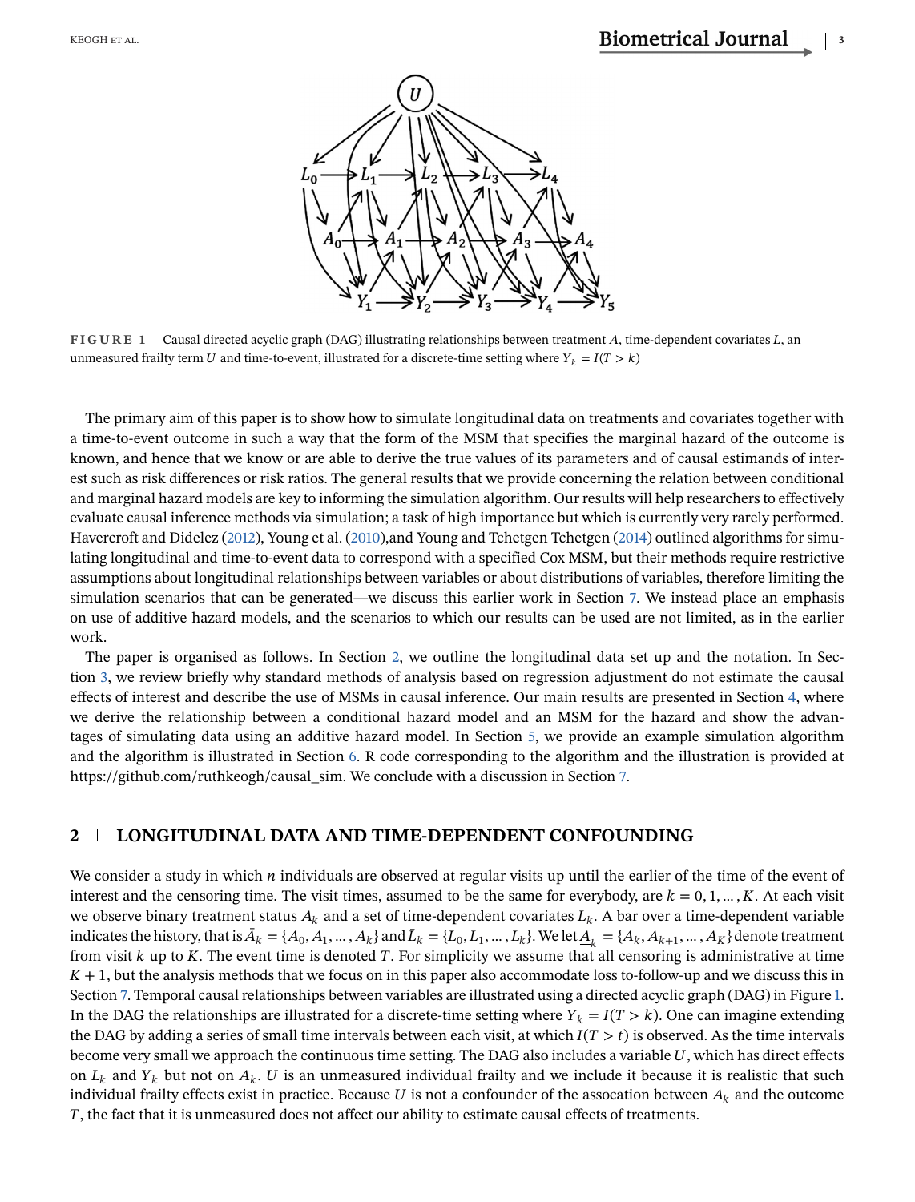FIGURE 1 Causal directed acyclic graph (DAG) illustrating relationships between treatment $A$, time-dependent covariates $L$, an unmeasured frailty term $U$ and time-to-event, illustrated for a discrete-time setting where $Y_k = I(T > k)$

The primary aim of this paper is to show how to simulate longitudinal data on treatments and covariates together with a time-to-event outcome in such a way that the form of the MSM that specifies the marginal hazard of the outcome is known, and hence that we know or are able to derive the true values of its parameters and of causal estimands of interest such as risk differences or risk ratios. The general results that we provide concerning the relation between conditional and marginal hazard models are key to informing the simulation algorithm. Our results will help researchers to effectively evaluate causal inference methods via simulation; a task of high importance but which is currently very rarely performed. Havercroft and Didelez (2012), Young et al. (2010),and Young and Tchetgen Tchetgen (2014) outlined algorithms for simulating longitudinal and time-to-event data to correspond with a specified Cox MSM, but their methods require restrictive assumptions about longitudinal relationships between variables or about distributions of variables, therefore limiting the simulation scenarios that can be generated—we discuss this earlier work in Section 7. We instead place an emphasis on use of additive hazard models, and the scenarios to which our results can be used are not limited, as in the earlier work.

The paper is organised as follows. In Section 2, we outline the longitudinal data set up and the notation. In Section 3, we review briefly why standard methods of analysis based on regression adjustment do not estimate the causal effects of interest and describe the use of MSMs in causal inference. Our main results are presented in Section 4, where we derive the relationship between a conditional hazard model and an MSM for the hazard and show the advantages of simulating data using an additive hazard model. In Section 5, we provide an example simulation algorithm and the algorithm is illustrated in Section 6. R code corresponding to the algorithm and the illustration is provided at https://github.com/ruthkeogh/causal_sim. We conclude with a discussion in Section 7.

## 2 | LONGITUDINAL DATA AND TIME-DEPENDENT CONFOUNDING

We consider a study in which $n$ individuals are observed at regular visits up until the earlier of the time of the event of interest and the censoring time. The visit times, assumed to be the same for everybody, are $k = 0, 1, \dots, K$. At each visit we observe binary treatment status $A_k$ and a set of time-dependent covariates $L_k$. A bar over a time-dependent variable indicates the history, that is $\bar{A}_k = \{A_0, A_1, \dots, A_k\}$ and $\bar{L}_k = \{L_0, L_1, \dots, L_k\}$. We let $\underline{A}_k = \{A_k, A_{k+1}, \dots, A_K\}$ denote treatment from visit $k$ up to $K$. The event time is denoted $T$. For simplicity we assume that all censoring is administrative at time $K + 1$, but the analysis methods that we focus on in this paper also accommodate loss to-follow-up and we discuss this in Section 7. Temporal causal relationships between variables are illustrated using a directed acyclic graph (DAG) in Figure 1. In the DAG the relationships are illustrated for a discrete-time setting where $Y_k = I(T > k)$. One can imagine extending the DAG by adding a series of small time intervals between each visit, at which $I(T > t)$ is observed. As the time intervals become very small we approach the continuous time setting. The DAG also includes a variable $U$, which has direct effects on $L_k$ and $Y_k$ but not on $A_k$. $U$ is an unmeasured individual frailty and we include it because it is realistic that such individual frailty effects exist in practice. Because $U$ is not a confounder of the assocation between $A_k$ and the outcome $T$, the fact that it is unmeasured does not affect our ability to estimate causal effects of treatments.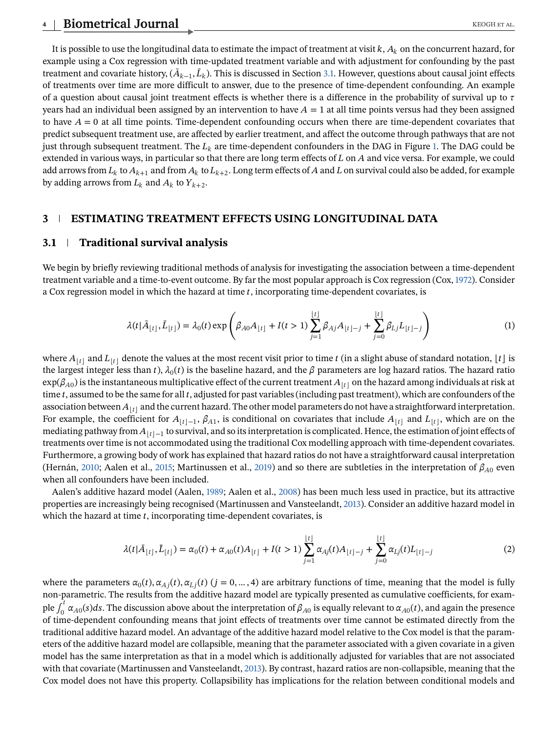It is possible to use the longitudinal data to estimate the impact of treatment at visit $k$, $A_k$ on the concurrent hazard, for example using a Cox regression with time-updated treatment variable and with adjustment for confounding by the past treatment and covariate history, $(\bar{A}_{k-1}, \bar{L}_k)$. This is discussed in Section 3.1. However, questions about causal joint effects of treatments over time are more difficult to answer, due to the presence of time-dependent confounding. An example of a question about causal joint treatment effects is whether there is a difference in the probability of survival up to $\tau$ years had an individual been assigned by an intervention to have $A = 1$ at all time points versus had they been assigned to have $A = 0$ at all time points. Time-dependent confounding occurs when there are time-dependent covariates that predict subsequent treatment use, are affected by earlier treatment, and affect the outcome through pathways that are not just through subsequent treatment. The $L_k$ are time-dependent confounders in the DAG in Figure 1. The DAG could be extended in various ways, in particular so that there are long term effects of $L$ on $A$ and vice versa. For example, we could add arrows from $L_k$ to $A_{k+1}$ and from $A_k$ to $L_{k+2}$. Long term effects of $A$ and $L$ on survival could also be added, for example by adding arrows from $L_k$ and $A_k$ to $Y_{k+2}$.

## 3 ESTIMATING TREATMENT EFFECTS USING LONGITUDINAL DATA

### 3.1 Traditional survival analysis

We begin by briefly reviewing traditional methods of analysis for investigating the association between a time-dependent treatment variable and a time-to-event outcome. By far the most popular approach is Cox regression (Cox, 1972). Consider a Cox regression model in which the hazard at time $t$, incorporating time-dependent covariates, is

$$\lambda(t|\bar{A}_{\lfloor t \rfloor}, \bar{L}_{\lfloor t \rfloor}) = \lambda_0(t) \exp\left( \beta_{A0} A_{\lfloor t \rfloor} + I(t > 1) \sum_{j=1}^{\lfloor t \rfloor} \beta_{Aj} A_{\lfloor t \rfloor - j} + \sum_{j=0}^{\lfloor t \rfloor} \beta_{Lj} L_{\lfloor t \rfloor - j} \right) \tag{1}$$

where $A_{\lfloor t \rfloor}$ and $L_{\lfloor t \rfloor}$ denote the values at the most recent visit prior to time $t$ (in a slight abuse of standard notation, $\lfloor t \rfloor$ is the largest integer less than $t$), $\lambda_0(t)$ is the baseline hazard, and the $\beta$ parameters are log hazard ratios. The hazard ratio $\exp(\beta_{A0})$ is the instantaneous multiplicative effect of the current treatment $A_{\lfloor t \rfloor}$ on the hazard among individuals at risk at time $t$, assumed to be the same for all $t$, adjusted for past variables (including past treatment), which are confounders of the association between $A_{\lfloor t \rfloor}$ and the current hazard. The other model parameters do not have a straightforward interpretation. For example, the coefficient for $A_{\lfloor t \rfloor - 1}$, $\beta_{A1}$, is conditional on covariates that include $A_{\lfloor t \rfloor}$ and $L_{\lfloor t \rfloor}$, which are on the mediating pathway from $A_{\lfloor t \rfloor - 1}$ to survival, and so its interpretation is complicated. Hence, the estimation of joint effects of treatments over time is not accommodated using the traditional Cox modelling approach with time-dependent covariates. Furthermore, a growing body of work has explained that hazard ratios do not have a straightforward causal interpretation (Hernán, 2010; Aalen et al., 2015; Martinussen et al., 2019) and so there are subtleties in the interpretation of $\beta_{A0}$ even when all confounders have been included.

Aalen's additive hazard model (Aalen, 1989; Aalen et al., 2008) has been much less used in practice, but its attractive properties are increasingly being recognised (Martinussen and Vansteelandt, 2013). Consider an additive hazard model in which the hazard at time $t$, incorporating time-dependent covariates, is

$$\lambda(t|\bar{A}_{\lfloor t \rfloor}, \bar{L}_{\lfloor t \rfloor}) = \alpha_0(t) + \alpha_{A0}(t) A_{\lfloor t \rfloor} + I(t > 1) \sum_{j=1}^{\lfloor t \rfloor} \alpha_{Aj}(t) A_{\lfloor t \rfloor - j} + \sum_{j=0}^{\lfloor t \rfloor} \alpha_{Lj}(t) L_{\lfloor t \rfloor - j} \tag{2}$$

where the parameters $\alpha_0(t), \alpha_{Aj}(t), \alpha_{Lj}(t)$ $(j = 0, \ldots, 4)$ are arbitrary functions of time, meaning that the model is fully non-parametric. The results from the additive hazard model are typically presented as cumulative coefficients, for example $\int_0^t \alpha_{A0}(s) ds$. The discussion above about the interpretation of $\beta_{A0}$ is equally relevant to $\alpha_{A0}(t)$, and again the presence of time-dependent confounding means that joint effects of treatments over time cannot be estimated directly from the traditional additive hazard model. An advantage of the additive hazard model relative to the Cox model is that the parameters of the additive hazard model are collapsible, meaning that the parameter associated with a given covariate in a given model has the same interpretation as that in a model which is additionally adjusted for variables that are not associated with that covariate (Martinussen and Vansteelandt, 2013). By contrast, hazard ratios are non-collapsible, meaning that the Cox model does not have this property. Collapsibility has implications for the relation between conditional models and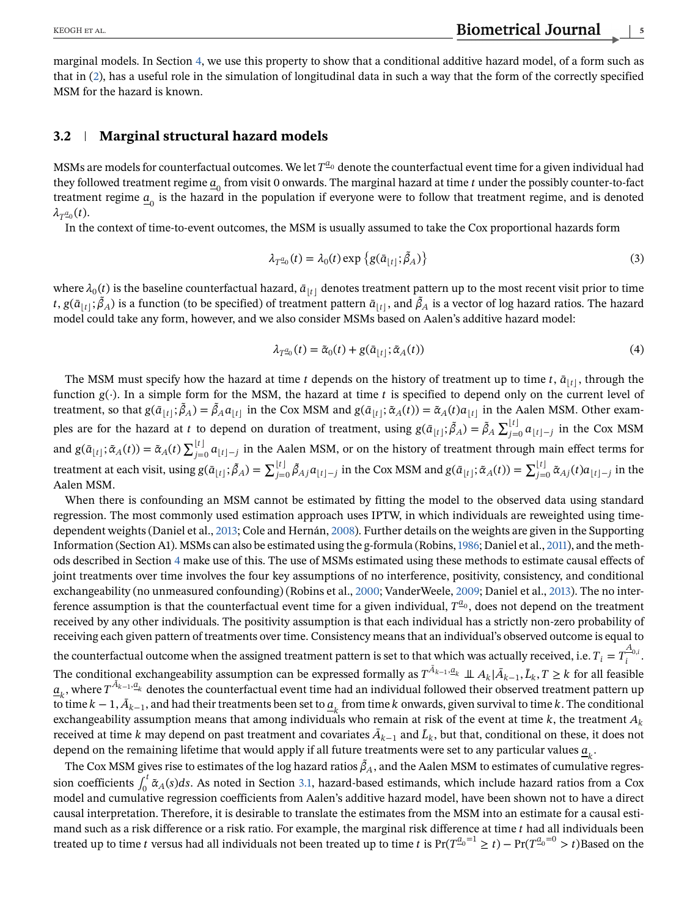marginal models. In Section 4, we use this property to show that a conditional additive hazard model, of a form such as that in (2), has a useful role in the simulation of longitudinal data in such a way that the form of the correctly specified MSM for the hazard is known.

## 3.2 Marginal structural hazard models

MSMs are models for counterfactual outcomes. We let $T^{\underline{a}_0}$ denote the counterfactual event time for a given individual had they followed treatment regime $\underline{a}_0$ from visit 0 onwards. The marginal hazard at time $t$ under the possibly counter-to-fact treatment regime $\underline{a}_0$ is the hazard in the population if everyone were to follow that treatment regime, and is denoted $\lambda_{T^{\underline{a}_0}}(t)$.

In the context of time-to-event outcomes, the MSM is usually assumed to take the Cox proportional hazards form

$$\lambda_{T^{\underline{a}_0}}(t) = \lambda_0(t)\exp\left\{g(\bar{a}_{\lfloor t\rfloor};\tilde{\beta}_A)\right\} \tag{3}$$

where $\lambda_0(t)$ is the baseline counterfactual hazard, $\bar{a}_{\lfloor t\rfloor}$ denotes treatment pattern up to the most recent visit prior to time $t$, $g(\bar{a}_{\lfloor t\rfloor};\tilde{\beta}_A)$ is a function (to be specified) of treatment pattern $\bar{a}_{\lfloor t\rfloor}$, and $\tilde{\beta}_A$ is a vector of log hazard ratios. The hazard model could take any form, however, and we also consider MSMs based on Aalen's additive hazard model:

$$\lambda_{T^{\underline{a}_0}}(t) = \tilde{\alpha}_0(t) + g(\bar{a}_{\lfloor t\rfloor};\tilde{\alpha}_A(t)) \tag{4}$$

The MSM must specify how the hazard at time $t$ depends on the history of treatment up to time $t$, $\bar{a}_{\lfloor t\rfloor}$, through the function $g(\cdot)$. In a simple form for the MSM, the hazard at time $t$ is specified to depend only on the current level of treatment, so that $g(\bar{a}_{\lfloor t\rfloor};\tilde{\beta}_A) = \tilde{\beta}_A a_{\lfloor t\rfloor}$ in the Cox MSM and $g(\bar{a}_{\lfloor t\rfloor};\tilde{\alpha}_A(t)) = \tilde{\alpha}_A(t)a_{\lfloor t\rfloor}$ in the Aalen MSM. Other examples are for the hazard at $t$ to depend on duration of treatment, using $g(\bar{a}_{\lfloor t\rfloor};\tilde{\beta}_A) = \tilde{\beta}_A \sum_{j=0}^{\lfloor t\rfloor} a_{\lfloor t\rfloor-j}$ in the Cox MSM and $g(\bar{a}_{\lfloor t\rfloor};\tilde{\alpha}_A(t)) = \tilde{\alpha}_A(t)\sum_{j=0}^{\lfloor t\rfloor} a_{\lfloor t\rfloor-j}$ in the Aalen MSM, or on the history of treatment through main effect terms for treatment at each visit, using $g(\bar{a}_{\lfloor t\rfloor};\tilde{\beta}_A) = \sum_{j=0}^{\lfloor t\rfloor}\tilde{\beta}_{Aj}a_{\lfloor t\rfloor-j}$ in the Cox MSM and $g(\bar{a}_{\lfloor t\rfloor};\tilde{\alpha}_A(t)) = \sum_{j=0}^{\lfloor t\rfloor}\tilde{\alpha}_{Aj}(t)a_{\lfloor t\rfloor-j}$ in the Aalen MSM.

When there is confounding an MSM cannot be estimated by fitting the model to the observed data using standard regression. The most commonly used estimation approach uses IPTW, in which individuals are reweighted using time-dependent weights (Daniel et al., 2013; Cole and Hernán, 2008). Further details on the weights are given in the Supporting Information (Section A1). MSMs can also be estimated using the g-formula (Robins, 1986; Daniel et al., 2011), and the methods described in Section 4 make use of this. The use of MSMs estimated using these methods to estimate causal effects of joint treatments over time involves the four key assumptions of no interference, positivity, consistency, and conditional exchangeability (no unmeasured confounding) (Robins et al., 2000; VanderWeele, 2009; Daniel et al., 2013). The no interference assumption is that the counterfactual event time for a given individual, $T^{\underline{a}_0}$, does not depend on the treatment received by any other individuals. The positivity assumption is that each individual has a strictly non-zero probability of receiving each given pattern of treatments over time. Consistency means that an individual's observed outcome is equal to the counterfactual outcome when the assigned treatment pattern is set to that which was actually received, i.e. $T_i = T_i^{\underline{A}_{0,i}}$. The conditional exchangeability assumption can be expressed formally as $T^{\bar{A}_{k-1},\underline{a}_k} \perp\!\!\!\perp A_k|\bar{A}_{k-1},\bar{L}_k, T\geq k$ for all feasible $\underline{a}_k$, where $T^{\bar{A}_{k-1},\underline{a}_k}$ denotes the counterfactual event time had an individual followed their observed treatment pattern up to time $k-1$, $\bar{A}_{k-1}$, and had their treatments been set to $\underline{a}_k$ from time $k$ onwards, given survival to time $k$. The conditional exchangeability assumption means that among individuals who remain at risk of the event at time $k$, the treatment $A_k$ received at time $k$ may depend on past treatment and covariates $\bar{A}_{k-1}$ and $\bar{L}_k$, but that, conditional on these, it does not depend on the remaining lifetime that would apply if all future treatments were set to any particular values $\underline{a}_k$.

The Cox MSM gives rise to estimates of the log hazard ratios $\tilde{\beta}_A$, and the Aalen MSM to estimates of cumulative regression coefficients $\int_0^t \tilde{\alpha}_A(s)ds$. As noted in Section 3.1, hazard-based estimands, which include hazard ratios from a Cox model and cumulative regression coefficients from Aalen's additive hazard model, have been shown not to have a direct causal interpretation. Therefore, it is desirable to translate the estimates from the MSM into an estimate for a causal estimand such as a risk difference or a risk ratio. For example, the marginal risk difference at time $t$ had all individuals been treated up to time $t$ versus had all individuals not been treated up to time $t$ is $\Pr(T^{\underline{a}_0=1}\geq t) - \Pr(T^{\underline{a}_0=0} > t)$Based on the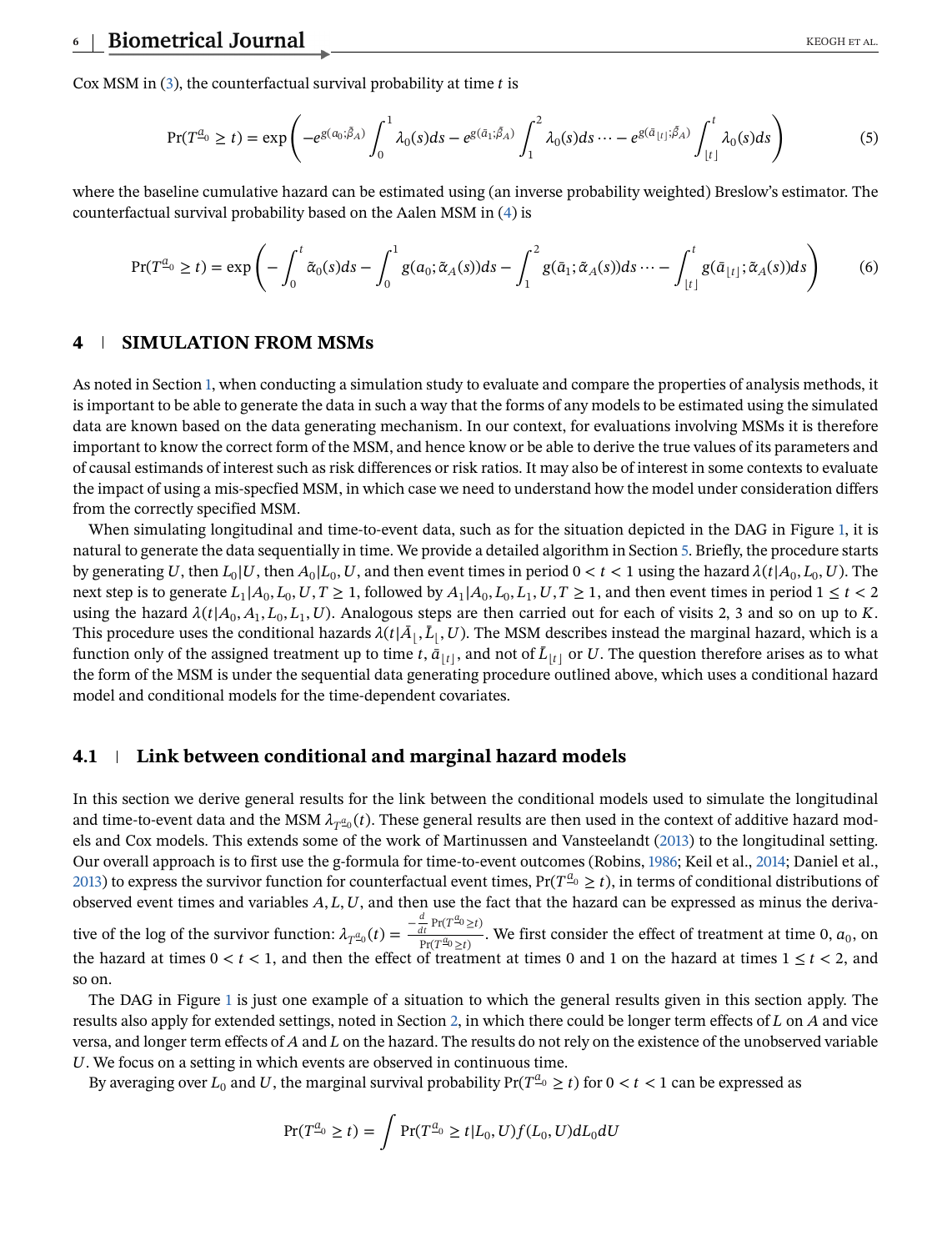Cox MSM in (3), the counterfactual survival probability at time $t$ is

$$\Pr(T^{\underline{a}_0} \geq t) = \exp\left( -e^{g(a_0;\tilde{\beta}_A)} \int_0^1 \lambda_0(s)ds - e^{g(\bar{a}_1;\tilde{\beta}_A)} \int_1^2 \lambda_0(s)ds \cdots - e^{g(\bar{a}_{\lfloor t \rfloor};\tilde{\beta}_A)} \int_{\lfloor t \rfloor}^t \lambda_0(s)ds \right) \tag{5}$$

where the baseline cumulative hazard can be estimated using (an inverse probability weighted) Breslow's estimator. The counterfactual survival probability based on the Aalen MSM in (4) is

$$\Pr(T^{\underline{a}_0} \geq t) = \exp\left( -\int_0^t \tilde{\alpha}_0(s)ds - \int_0^1 g(a_0;\tilde{\alpha}_A(s))ds - \int_1^2 g(\bar{a}_1;\tilde{\alpha}_A(s))ds \cdots - \int_{\lfloor t \rfloor}^t g(\bar{a}_{\lfloor t \rfloor};\tilde{\alpha}_A(s))ds \right) \tag{6}$$

## 4 SIMULATION FROM MSMs

As noted in Section 1, when conducting a simulation study to evaluate and compare the properties of analysis methods, it is important to be able to generate the data in such a way that the forms of any models to be estimated using the simulated data are known based on the data generating mechanism. In our context, for evaluations involving MSMs it is therefore important to know the correct form of the MSM, and hence know or be able to derive the true values of its parameters and of causal estimands of interest such as risk differences or risk ratios. It may also be of interest in some contexts to evaluate the impact of using a mis-specfied MSM, in which case we need to understand how the model under consideration differs from the correctly specified MSM.

When simulating longitudinal and time-to-event data, such as for the situation depicted in the DAG in Figure 1, it is natural to generate the data sequentially in time. We provide a detailed algorithm in Section 5. Briefly, the procedure starts by generating $U$, then $L_0|U$, then $A_0|L_0, U$, and then event times in period $0 < t < 1$ using the hazard $\lambda(t|A_0, L_0, U)$. The next step is to generate $L_1|A_0, L_0, U, T \geq 1$, followed by $A_1|A_0, L_0, L_1, U, T \geq 1$, and then event times in period $1 \leq t < 2$ using the hazard $\lambda(t|A_0, A_1, L_0, L_1, U)$. Analogous steps are then carried out for each of visits 2, 3 and so on up to $K$. This procedure uses the conditional hazards $\lambda(t|\bar{A}_{\lfloor}, \bar{L}_{\lfloor}, U)$. The MSM describes instead the marginal hazard, which is a function only of the assigned treatment up to time $t$, $\bar{a}_{\lfloor t \rfloor}$, and not of $\bar{L}_{\lfloor t \rfloor}$ or $U$. The question therefore arises as to what the form of the MSM is under the sequential data generating procedure outlined above, which uses a conditional hazard model and conditional models for the time-dependent covariates.

### 4.1 Link between conditional and marginal hazard models

In this section we derive general results for the link between the conditional models used to simulate the longitudinal and time-to-event data and the MSM $\lambda_{T^{\underline{a}_0}}(t)$. These general results are then used in the context of additive hazard models and Cox models. This extends some of the work of Martinussen and Vansteelandt (2013) to the longitudinal setting. Our overall approach is to first use the g-formula for time-to-event outcomes (Robins, 1986; Keil et al., 2014; Daniel et al., 2013) to express the survivor function for counterfactual event times, $\Pr(T^{\underline{a}_0} \geq t)$, in terms of conditional distributions of observed event times and variables $A, L, U$, and then use the fact that the hazard can be expressed as minus the derivative of the log of the survivor function: $\lambda_{T^{\underline{a}_0}}(t) = \frac{-\frac{d}{dt}\Pr(T^{\underline{a}_0} \geq t)}{\Pr(T^{\underline{a}_0} \geq t)}$. We first consider the effect of treatment at time 0, $a_0$, on the hazard at times $0 < t < 1$, and then the effect of treatment at times 0 and 1 on the hazard at times $1 \leq t < 2$, and so on.

The DAG in Figure 1 is just one example of a situation to which the general results given in this section apply. The results also apply for extended settings, noted in Section 2, in which there could be longer term effects of $L$ on $A$ and vice versa, and longer term effects of $A$ and $L$ on the hazard. The results do not rely on the existence of the unobserved variable $U$. We focus on a setting in which events are observed in continuous time.

By averaging over $L_0$ and $U$, the marginal survival probability $\Pr(T^{\underline{a}_0} \geq t)$ for $0 < t < 1$ can be expressed as

$$\Pr(T^{\underline{a}_0} \geq t) = \int \Pr(T^{\underline{a}_0} \geq t|L_0, U) f(L_0, U) dL_0 dU$$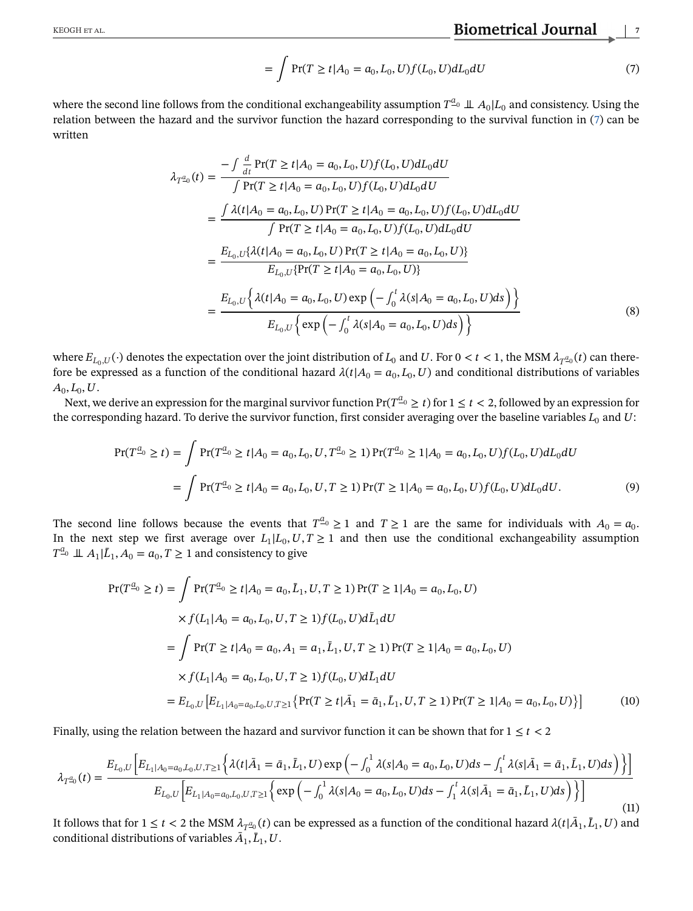$$= \int \Pr(T \geq t | A_0 = a_0, L_0, U) f(L_0, U) dL_0 dU \tag{7}$$

where the second line follows from the conditional exchangeability assumption $T^{\underline{a}_0} \perp\!\!\!\perp A_0 | L_0$ and consistency. Using the relation between the hazard and the survivor function the hazard corresponding to the survival function in (7) can be written

$$\begin{aligned}
\lambda_{T^{\underline{a}_0}}(t) &= \frac{-\int \frac{d}{dt} \Pr(T \geq t | A_0 = a_0, L_0, U) f(L_0, U) dL_0 dU}{\int \Pr(T \geq t | A_0 = a_0, L_0, U) f(L_0, U) dL_0 dU} \\
&= \frac{\int \lambda(t | A_0 = a_0, L_0, U) \Pr(T \geq t | A_0 = a_0, L_0, U) f(L_0, U) dL_0 dU}{\int \Pr(T \geq t | A_0 = a_0, L_0, U) f(L_0, U) dL_0 dU} \\
&= \frac{E_{L_0,U}\{\lambda(t | A_0 = a_0, L_0, U) \Pr(T \geq t | A_0 = a_0, L_0, U)\}}{E_{L_0,U}\{\Pr(T \geq t | A_0 = a_0, L_0, U)\}} \\
&= \frac{E_{L_0,U}\left\{\lambda(t | A_0 = a_0, L_0, U) \exp\left(-\int_0^t \lambda(s | A_0 = a_0, L_0, U) ds\right)\right\}}{E_{L_0,U}\left\{\exp\left(-\int_0^t \lambda(s | A_0 = a_0, L_0, U) ds\right)\right\}}
\end{aligned} \tag{8}$$

where $E_{L_0,U}(\cdot)$ denotes the expectation over the joint distribution of $L_0$ and $U$. For $0 < t < 1$, the MSM $\lambda_{T^{\underline{a}_0}}(t)$ can therefore be expressed as a function of the conditional hazard $\lambda(t | A_0 = a_0, L_0, U)$ and conditional distributions of variables $A_0, L_0, U$.

Next, we derive an expression for the marginal survivor function $\Pr(T^{\underline{a}_0} \geq t)$ for $1 \leq t < 2$, followed by an expression for the corresponding hazard. To derive the survivor function, first consider averaging over the baseline variables $L_0$ and $U$:

$$\begin{aligned}
\Pr(T^{\underline{a}_0} \geq t) &= \int \Pr(T^{\underline{a}_0} \geq t | A_0 = a_0, L_0, U, T^{\underline{a}_0} \geq 1) \Pr(T^{\underline{a}_0} \geq 1 | A_0 = a_0, L_0, U) f(L_0, U) dL_0 dU \\
&= \int \Pr(T^{\underline{a}_0} \geq t | A_0 = a_0, L_0, U, T \geq 1) \Pr(T \geq 1 | A_0 = a_0, L_0, U) f(L_0, U) dL_0 dU.
\end{aligned} \tag{9}$$

The second line follows because the events that $T^{\underline{a}_0} \geq 1$ and $T \geq 1$ are the same for individuals with $A_0 = a_0$. In the next step we first average over $L_1 | L_0, U, T \geq 1$ and then use the conditional exchangeability assumption $T^{\underline{a}_0} \perp\!\!\!\perp A_1 | \bar{L}_1, A_0 = a_0, T \geq 1$ and consistency to give

$$\begin{aligned}
\Pr(T^{\underline{a}_0} \geq t) &= \int \Pr(T^{\underline{a}_0} \geq t | A_0 = a_0, \bar{L}_1, U, T \geq 1) \Pr(T \geq 1 | A_0 = a_0, L_0, U) \\
&\quad \times f(L_1 | A_0 = a_0, L_0, U, T \geq 1) f(L_0, U) d\bar{L}_1 dU \\
&= \int \Pr(T \geq t | A_0 = a_0, A_1 = a_1, \bar{L}_1, U, T \geq 1) \Pr(T \geq 1 | A_0 = a_0, L_0, U) \\
&\quad \times f(L_1 | A_0 = a_0, L_0, U, T \geq 1) f(L_0, U) d\bar{L}_1 dU \\
&= E_{L_0,U}\left[E_{L_1 | A_0 = a_0, L_0, U, T \geq 1}\left\{\Pr(T \geq t | \bar{A}_1 = \bar{a}_1, \bar{L}_1, U, T \geq 1) \Pr(T \geq 1 | A_0 = a_0, L_0, U)\right\}\right]
\end{aligned} \tag{10}$$

Finally, using the relation between the hazard and survivor function it can be shown that for $1 \leq t < 2$

$$\lambda_{T^{\underline{a}_0}}(t) = \frac{E_{L_0,U}\left[E_{L_1 | A_0 = a_0, L_0, U, T \geq 1}\left\{\lambda(t | \bar{A}_1 = \bar{a}_1, \bar{L}_1, U) \exp\left(-\int_0^1 \lambda(s | A_0 = a_0, L_0, U) ds - \int_1^t \lambda(s | \bar{A}_1 = \bar{a}_1, \bar{L}_1, U) ds\right)\right\}\right]}{E_{L_0,U}\left[E_{L_1 | A_0 = a_0, L_0, U, T \geq 1}\left\{\exp\left(-\int_0^1 \lambda(s | A_0 = a_0, L_0, U) ds - \int_1^t \lambda(s | \bar{A}_1 = \bar{a}_1, \bar{L}_1, U) ds\right)\right\}\right]} \tag{11}$$

It follows that for $1 \leq t < 2$ the MSM $\lambda_{T^{\underline{a}_0}}(t)$ can be expressed as a function of the conditional hazard $\lambda(t | \bar{A}_1, \bar{L}_1, U)$ and conditional distributions of variables $\bar{A}_1, \bar{L}_1, U$.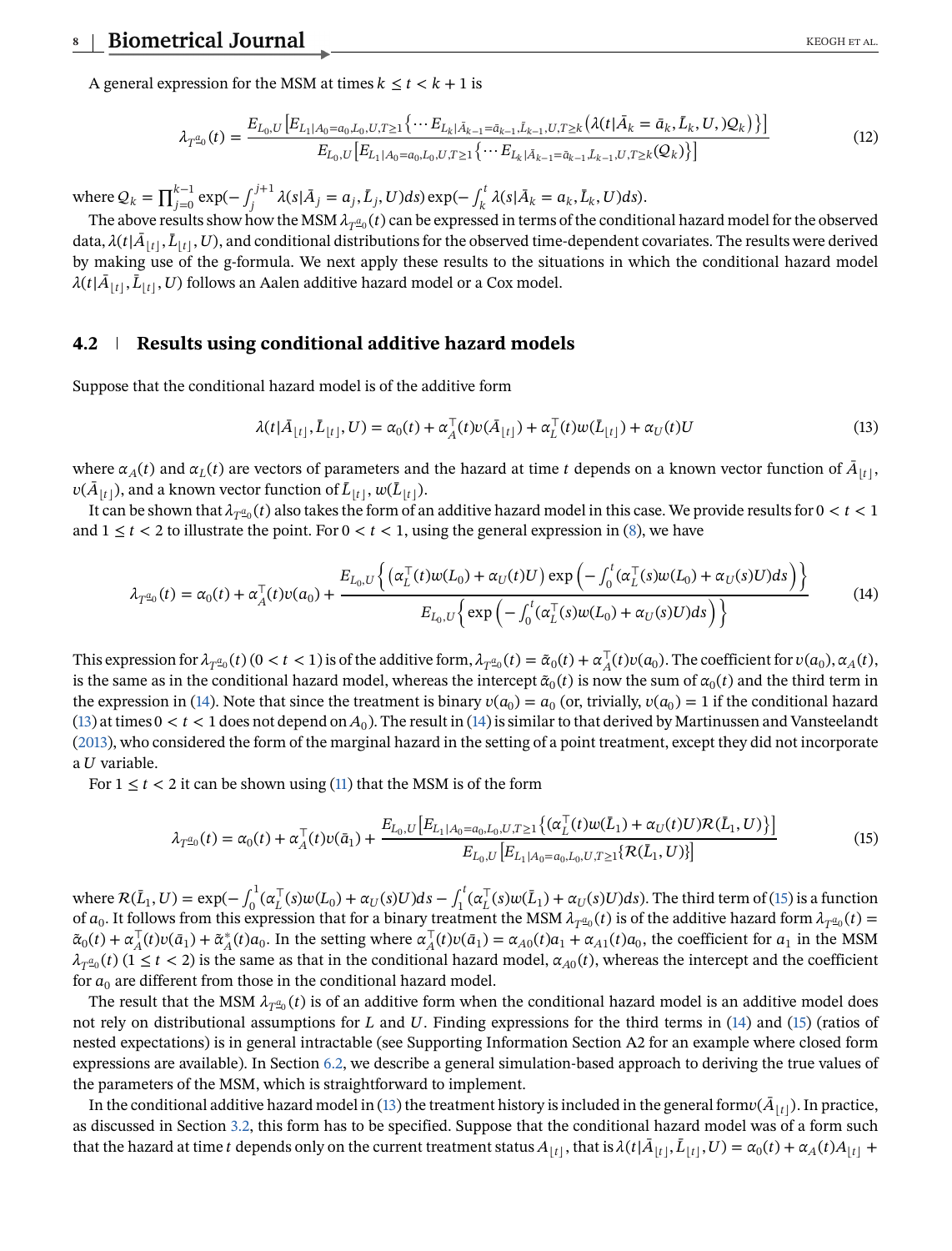A general expression for the MSM at times $k \leq t < k+1$ is

$$\lambda_{T^{\underline{a}_0}}(t) = \frac{E_{L_0,U}\left[E_{L_1|A_0=a_0,L_0,U,T\geq 1}\left\{\cdots E_{L_k|\bar{A}_{k-1}=\bar{a}_{k-1},\bar{L}_{k-1},U,T\geq k}\left(\lambda(t|\bar{A}_k = \bar{a}_k, \bar{L}_k, U,)\mathcal{Q}_k\right)\right\}\right]}{E_{L_0,U}\left[E_{L_1|A_0=a_0,L_0,U,T\geq 1}\left\{\cdots E_{L_k|\bar{A}_{k-1}=\bar{a}_{k-1},\bar{L}_{k-1},U,T\geq k}(\mathcal{Q}_k)\right\}\right]} \tag{12}$$

where $\mathcal{Q}_k = \prod_{j=0}^{k-1} \exp(-\int_j^{j+1} \lambda(s|\bar{A}_j = a_j, \bar{L}_j, U)ds) \exp(-\int_k^t \lambda(s|\bar{A}_k = a_k, \bar{L}_k, U)ds)$.

The above results show how the MSM $\lambda_{T^{\underline{a}_0}}(t)$ can be expressed in terms of the conditional hazard model for the observed data, $\lambda(t|\bar{A}_{\lfloor t\rfloor}, \bar{L}_{\lfloor t\rfloor}, U)$, and conditional distributions for the observed time-dependent covariates. The results were derived by making use of the g-formula. We next apply these results to the situations in which the conditional hazard model $\lambda(t|\bar{A}_{\lfloor t\rfloor}, \bar{L}_{\lfloor t\rfloor}, U)$ follows an Aalen additive hazard model or a Cox model.

## 4.2 Results using conditional additive hazard models

Suppose that the conditional hazard model is of the additive form

$$\lambda(t|\bar{A}_{\lfloor t\rfloor}, \bar{L}_{\lfloor t\rfloor}, U) = \alpha_0(t) + \alpha_A^\top(t) v(\bar{A}_{\lfloor t\rfloor}) + \alpha_L^\top(t) w(\bar{L}_{\lfloor t\rfloor}) + \alpha_U(t) U \tag{13}$$

where $\alpha_A(t)$ and $\alpha_L(t)$ are vectors of parameters and the hazard at time $t$ depends on a known vector function of $\bar{A}_{\lfloor t\rfloor}$, $v(\bar{A}_{\lfloor t\rfloor})$, and a known vector function of $\bar{L}_{\lfloor t\rfloor}$, $w(\bar{L}_{\lfloor t\rfloor})$.

It can be shown that $\lambda_{T^{\underline{a}_0}}(t)$ also takes the form of an additive hazard model in this case. We provide results for $0 < t < 1$ and $1 \leq t < 2$ to illustrate the point. For $0 < t < 1$, using the general expression in (8), we have

$$\lambda_{T^{\underline{a}_0}}(t) = \alpha_0(t) + \alpha_A^\top(t) v(a_0) + \frac{E_{L_0,U}\left\{\left(\alpha_L^\top(t) w(L_0) + \alpha_U(t) U\right) \exp\left(-\int_0^t (\alpha_L^\top(s) w(L_0) + \alpha_U(s) U) ds\right)\right\}}{E_{L_0,U}\left\{\exp\left(-\int_0^t (\alpha_L^\top(s) w(L_0) + \alpha_U(s) U) ds\right)\right\}} \tag{14}$$

This expression for $\lambda_{T^{\underline{a}_0}}(t)$ $(0 < t < 1)$ is of the additive form, $\lambda_{T^{\underline{a}_0}}(t) = \tilde{\alpha}_0(t) + \alpha_A^\top(t) v(a_0)$. The coefficient for $v(a_0)$, $\alpha_A(t)$, is the same as in the conditional hazard model, whereas the intercept $\tilde{\alpha}_0(t)$ is now the sum of $\alpha_0(t)$ and the third term in the expression in (14). Note that since the treatment is binary $v(a_0) = a_0$ (or, trivially, $v(a_0) = 1$ if the conditional hazard (13) at times $0 < t < 1$ does not depend on $A_0$). The result in (14) is similar to that derived by Martinussen and Vansteelandt (2013), who considered the form of the marginal hazard in the setting of a point treatment, except they did not incorporate a $U$ variable.

For $1 \leq t < 2$ it can be shown using (11) that the MSM is of the form

$$\lambda_{T^{\underline{a}_0}}(t) = \alpha_0(t) + \alpha_A^\top(t) v(\bar{a}_1) + \frac{E_{L_0,U}\left[E_{L_1|A_0=a_0,L_0,U,T\geq 1}\left\{(\alpha_L^\top(t) w(\bar{L}_1) + \alpha_U(t) U)\mathcal{R}(\bar{L}_1, U)\right\}\right]}{E_{L_0,U}\left[E_{L_1|A_0=a_0,L_0,U,T\geq 1}\{\mathcal{R}(\bar{L}_1, U)\}\right]} \tag{15}$$

where $\mathcal{R}(\bar{L}_1, U) = \exp(-\int_0^1 (\alpha_L^\top(s) w(L_0) + \alpha_U(s) U) ds - \int_1^t (\alpha_L^\top(s) w(\bar{L}_1) + \alpha_U(s) U) ds)$. The third term of (15) is a function of $a_0$. It follows from this expression that for a binary treatment the MSM $\lambda_{T^{\underline{a}_0}}(t)$ is of the additive hazard form $\lambda_{T^{\underline{a}_0}}(t) = \tilde{\alpha}_0(t) + \alpha_A^\top(t) v(\bar{a}_1) + \tilde{\alpha}_A^*(t) a_0$. In the setting where $\alpha_A^\top(t) v(\bar{a}_1) = \alpha_{A0}(t) a_1 + \alpha_{A1}(t) a_0$, the coefficient for $a_1$ in the MSM $\lambda_{T^{\underline{a}_0}}(t)$ $(1 \leq t < 2)$ is the same as that in the conditional hazard model, $\alpha_{A0}(t)$, whereas the intercept and the coefficient for $a_0$ are different from those in the conditional hazard model.

The result that the MSM $\lambda_{T^{\underline{a}_0}}(t)$ is of an additive form when the conditional hazard model is an additive model does not rely on distributional assumptions for $L$ and $U$. Finding expressions for the third terms in (14) and (15) (ratios of nested expectations) is in general intractable (see Supporting Information Section A2 for an example where closed form expressions are available). In Section 6.2, we describe a general simulation-based approach to deriving the true values of the parameters of the MSM, which is straightforward to implement.

In the conditional additive hazard model in (13) the treatment history is included in the general form $v(\bar{A}_{\lfloor t\rfloor})$. In practice, as discussed in Section 3.2, this form has to be specified. Suppose that the conditional hazard model was of a form such that the hazard at time $t$ depends only on the current treatment status $A_{\lfloor t\rfloor}$, that is $\lambda(t|\bar{A}_{\lfloor t\rfloor}, \bar{L}_{\lfloor t\rfloor}, U) = \alpha_0(t) + \alpha_A(t) A_{\lfloor t\rfloor} +$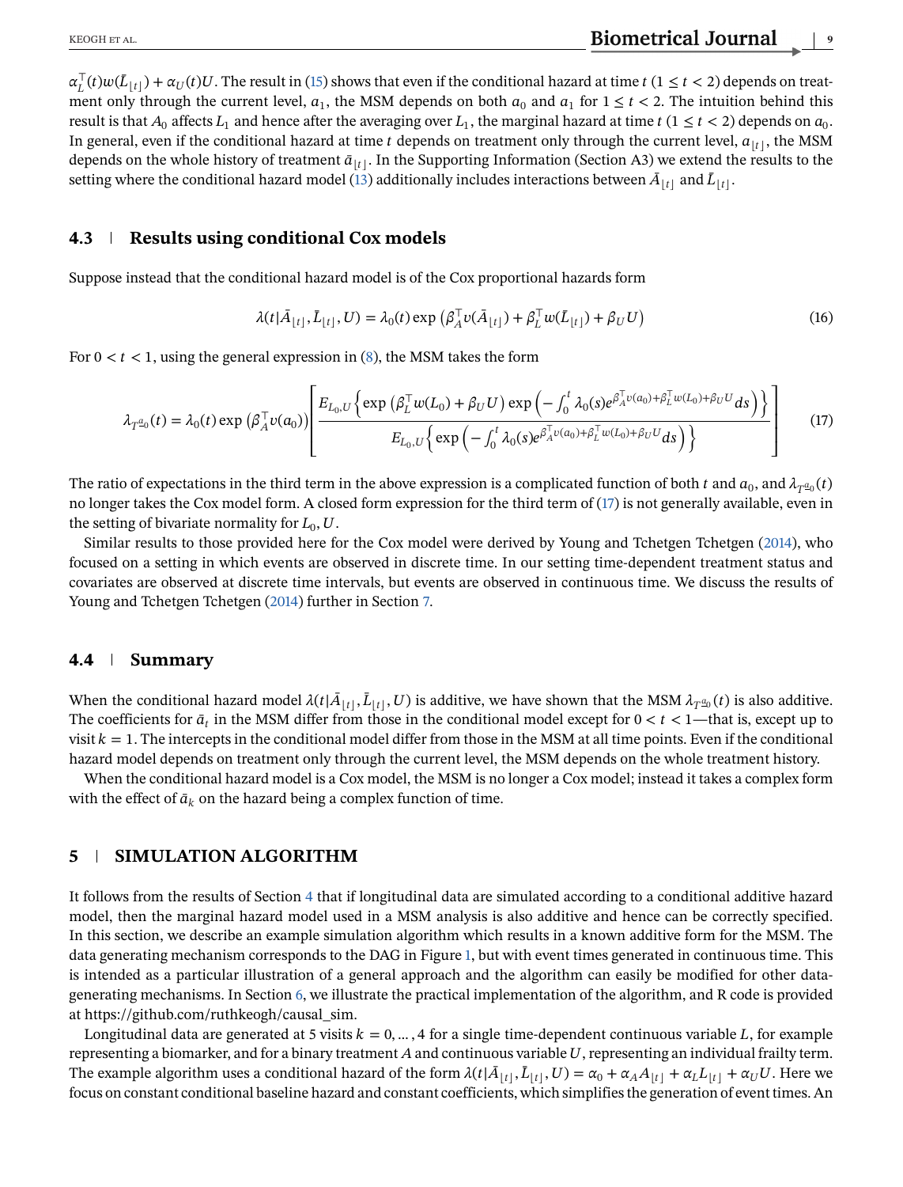$\alpha_L^\top(t)w(\bar{L}_{\lfloor t\rfloor}) + \alpha_U(t)U$. The result in (15) shows that even if the conditional hazard at time $t$ ($1 \le t < 2$) depends on treatment only through the current level, $a_1$, the MSM depends on both $a_0$ and $a_1$ for $1 \le t < 2$. The intuition behind this result is that $A_0$ affects $L_1$ and hence after the averaging over $L_1$, the marginal hazard at time $t$ ($1 \le t < 2$) depends on $a_0$. In general, even if the conditional hazard at time $t$ depends on treatment only through the current level, $a_{\lfloor t\rfloor}$, the MSM depends on the whole history of treatment $\bar{a}_{\lfloor t\rfloor}$. In the Supporting Information (Section A3) we extend the results to the setting where the conditional hazard model (13) additionally includes interactions between $\bar{A}_{\lfloor t\rfloor}$ and $\bar{L}_{\lfloor t\rfloor}$.

## 4.3 | Results using conditional Cox models

Suppose instead that the conditional hazard model is of the Cox proportional hazards form

$$\lambda(t|\bar{A}_{\lfloor t\rfloor}, \bar{L}_{\lfloor t\rfloor}, U) = \lambda_0(t)\exp\left(\beta_A^\top v(\bar{A}_{\lfloor t\rfloor}) + \beta_L^\top w(\bar{L}_{\lfloor t\rfloor}) + \beta_U U\right) \tag{16}$$

For $0 < t < 1$, using the general expression in (8), the MSM takes the form

$$\lambda_{T^{\underline{a}_0}}(t) = \lambda_0(t)\exp\left(\beta_A^\top v(a_0)\right)\left[\frac{E_{L_0,U}\left\{\exp\left(\beta_L^\top w(L_0) + \beta_U U\right)\exp\left(-\int_0^t \lambda_0(s)e^{\beta_A^\top v(a_0)+\beta_L^\top w(L_0)+\beta_U U}ds\right)\right\}}{E_{L_0,U}\left\{\exp\left(-\int_0^t \lambda_0(s)e^{\beta_A^\top v(a_0)+\beta_L^\top w(L_0)+\beta_U U}ds\right)\right\}}\right] \tag{17}$$

The ratio of expectations in the third term in the above expression is a complicated function of both $t$ and $a_0$, and $\lambda_{T^{\underline{a}_0}}(t)$ no longer takes the Cox model form. A closed form expression for the third term of (17) is not generally available, even in the setting of bivariate normality for $L_0, U$.

Similar results to those provided here for the Cox model were derived by Young and Tchetgen Tchetgen (2014), who focused on a setting in which events are observed in discrete time. In our setting time-dependent treatment status and covariates are observed at discrete time intervals, but events are observed in continuous time. We discuss the results of Young and Tchetgen Tchetgen (2014) further in Section 7.

## 4.4 | Summary

When the conditional hazard model $\lambda(t|\bar{A}_{\lfloor t\rfloor}, \bar{L}_{\lfloor t\rfloor}, U)$ is additive, we have shown that the MSM $\lambda_{T^{\underline{a}_0}}(t)$ is also additive. The coefficients for $\bar{a}_t$ in the MSM differ from those in the conditional model except for $0 < t < 1$—that is, except up to visit $k = 1$. The intercepts in the conditional model differ from those in the MSM at all time points. Even if the conditional hazard model depends on treatment only through the current level, the MSM depends on the whole treatment history.

When the conditional hazard model is a Cox model, the MSM is no longer a Cox model; instead it takes a complex form with the effect of $\bar{a}_k$ on the hazard being a complex function of time.

## 5 | SIMULATION ALGORITHM

It follows from the results of Section 4 that if longitudinal data are simulated according to a conditional additive hazard model, then the marginal hazard model used in a MSM analysis is also additive and hence can be correctly specified. In this section, we describe an example simulation algorithm which results in a known additive form for the MSM. The data generating mechanism corresponds to the DAG in Figure 1, but with event times generated in continuous time. This is intended as a particular illustration of a general approach and the algorithm can easily be modified for other data-generating mechanisms. In Section 6, we illustrate the practical implementation of the algorithm, and R code is provided at https://github.com/ruthkeogh/causal_sim.

Longitudinal data are generated at 5 visits $k = 0, \ldots, 4$ for a single time-dependent continuous variable $L$, for example representing a biomarker, and for a binary treatment $A$ and continuous variable $U$, representing an individual frailty term. The example algorithm uses a conditional hazard of the form $\lambda(t|\bar{A}_{\lfloor t\rfloor}, \bar{L}_{\lfloor t\rfloor}, U) = \alpha_0 + \alpha_A A_{\lfloor t\rfloor} + \alpha_L L_{\lfloor t\rfloor} + \alpha_U U$. Here we focus on constant conditional baseline hazard and constant coefficients, which simplifies the generation of event times. An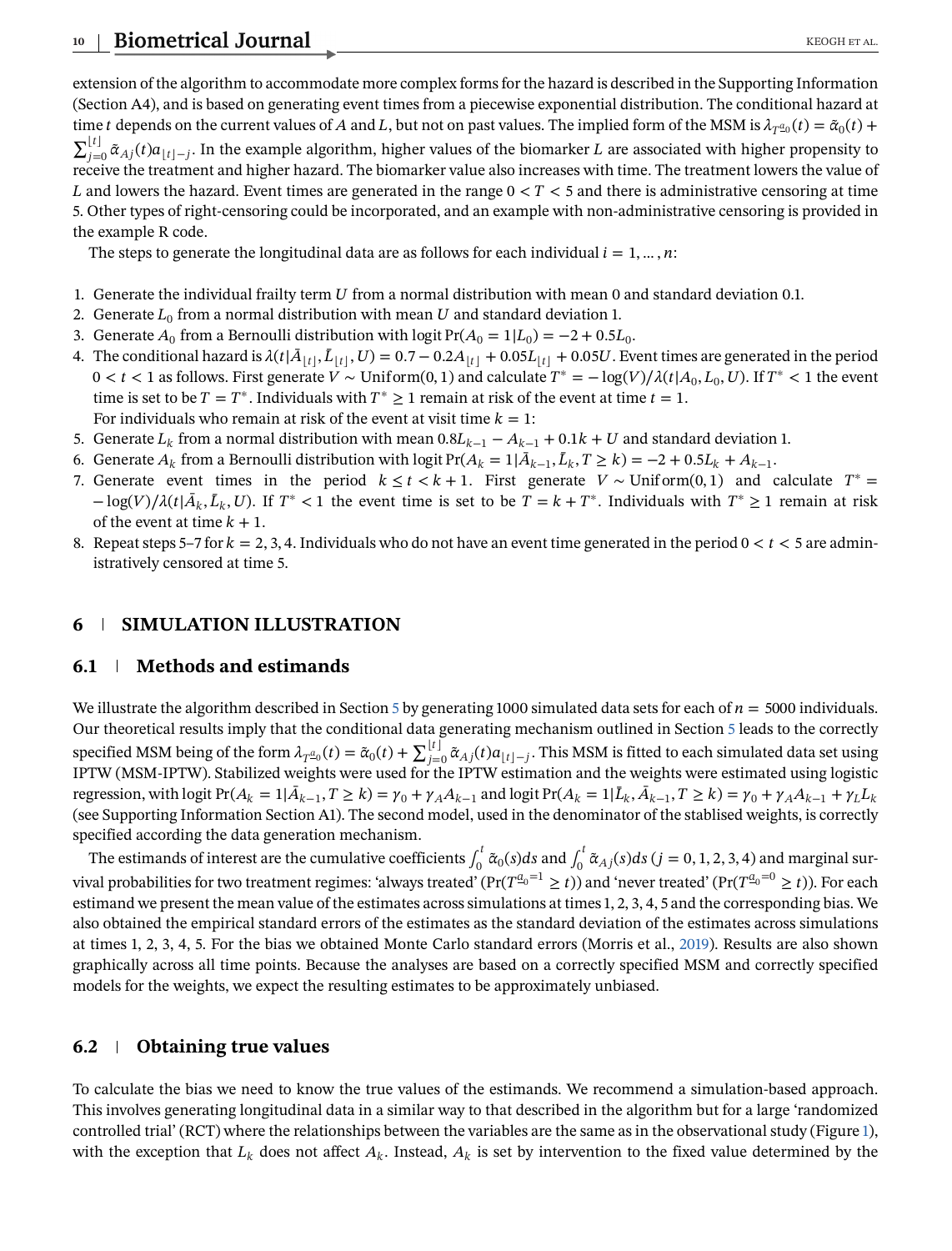extension of the algorithm to accommodate more complex forms for the hazard is described in the Supporting Information (Section A4), and is based on generating event times from a piecewise exponential distribution. The conditional hazard at time $t$ depends on the current values of $A$ and $L$, but not on past values. The implied form of the MSM is $\lambda_{T^{\underline{a}_0}}(t) = \tilde{\alpha}_0(t) + \sum_{j=0}^{\lfloor t \rfloor} \tilde{\alpha}_{Aj}(t) a_{\lfloor t \rfloor - j}$. In the example algorithm, higher values of the biomarker $L$ are associated with higher propensity to receive the treatment and higher hazard. The biomarker value also increases with time. The treatment lowers the value of $L$ and lowers the hazard. Event times are generated in the range $0 < T < 5$ and there is administrative censoring at time 5. Other types of right-censoring could be incorporated, and an example with non-administrative censoring is provided in the example R code.

The steps to generate the longitudinal data are as follows for each individual $i = 1, \ldots, n$:

1. Generate the individual frailty term $U$ from a normal distribution with mean 0 and standard deviation 0.1.
2. Generate $L_0$ from a normal distribution with mean $U$ and standard deviation 1.
3. Generate $A_0$ from a Bernoulli distribution with $\text{logit}\,\Pr(A_0 = 1|L_0) = -2 + 0.5L_0$.
4. The conditional hazard is $\lambda(t|\bar{A}_{\lfloor t \rfloor}, \bar{L}_{\lfloor t \rfloor}, U) = 0.7 - 0.2A_{\lfloor t \rfloor} + 0.05L_{\lfloor t \rfloor} + 0.05U$. Event times are generated in the period $0 < t < 1$ as follows. First generate $V \sim \text{Uniform}(0, 1)$ and calculate $T^* = -\log(V)/\lambda(t|A_0, L_0, U)$. If $T^* < 1$ the event time is set to be $T = T^*$. Individuals with $T^* \geq 1$ remain at risk of the event at time $t = 1$.
   For individuals who remain at risk of the event at visit time $k = 1$:
5. Generate $L_k$ from a normal distribution with mean $0.8L_{k-1} - A_{k-1} + 0.1k + U$ and standard deviation 1.
6. Generate $A_k$ from a Bernoulli distribution with $\text{logit}\,\Pr(A_k = 1|\bar{A}_{k-1}, \bar{L}_k, T \geq k) = -2 + 0.5L_k + A_{k-1}$.
7. Generate event times in the period $k \leq t < k + 1$. First generate $V \sim \text{Uniform}(0, 1)$ and calculate $T^* = -\log(V)/\lambda(t|\bar{A}_k, \bar{L}_k, U)$. If $T^* < 1$ the event time is set to be $T = k + T^*$. Individuals with $T^* \geq 1$ remain at risk of the event at time $k + 1$.
8. Repeat steps 5–7 for $k = 2, 3, 4$. Individuals who do not have an event time generated in the period $0 < t < 5$ are administratively censored at time 5.

## 6 SIMULATION ILLUSTRATION

### 6.1 Methods and estimands

We illustrate the algorithm described in Section 5 by generating 1000 simulated data sets for each of $n = 5000$ individuals. Our theoretical results imply that the conditional data generating mechanism outlined in Section 5 leads to the correctly specified MSM being of the form $\lambda_{T^{\underline{a}_0}}(t) = \tilde{\alpha}_0(t) + \sum_{j=0}^{\lfloor t \rfloor} \tilde{\alpha}_{Aj}(t) a_{\lfloor t \rfloor - j}$. This MSM is fitted to each simulated data set using IPTW (MSM-IPTW). Stabilized weights were used for the IPTW estimation and the weights were estimated using logistic regression, with $\text{logit}\,\Pr(A_k = 1|\bar{A}_{k-1}, T \geq k) = \gamma_0 + \gamma_A A_{k-1}$ and $\text{logit}\,\Pr(A_k = 1|\bar{L}_k, \bar{A}_{k-1}, T \geq k) = \gamma_0 + \gamma_A A_{k-1} + \gamma_L L_k$ (see Supporting Information Section A1). The second model, used in the denominator of the stablised weights, is correctly specified according the data generation mechanism.

The estimands of interest are the cumulative coefficients $\int_0^t \tilde{\alpha}_0(s)ds$ and $\int_0^t \tilde{\alpha}_{Aj}(s)ds$ ($j = 0, 1, 2, 3, 4$) and marginal survival probabilities for two treatment regimes: 'always treated' ($\Pr(T^{\underline{a}_0=1} \geq t)$) and 'never treated' ($\Pr(T^{\underline{a}_0=0} \geq t)$). For each estimand we present the mean value of the estimates across simulations at times 1, 2, 3, 4, 5 and the corresponding bias. We also obtained the empirical standard errors of the estimates as the standard deviation of the estimates across simulations at times 1, 2, 3, 4, 5. For the bias we obtained Monte Carlo standard errors (Morris et al., 2019). Results are also shown graphically across all time points. Because the analyses are based on a correctly specified MSM and correctly specified models for the weights, we expect the resulting estimates to be approximately unbiased.

### 6.2 Obtaining true values

To calculate the bias we need to know the true values of the estimands. We recommend a simulation-based approach. This involves generating longitudinal data in a similar way to that described in the algorithm but for a large 'randomized controlled trial' (RCT) where the relationships between the variables are the same as in the observational study (Figure 1), with the exception that $L_k$ does not affect $A_k$. Instead, $A_k$ is set by intervention to the fixed value determined by the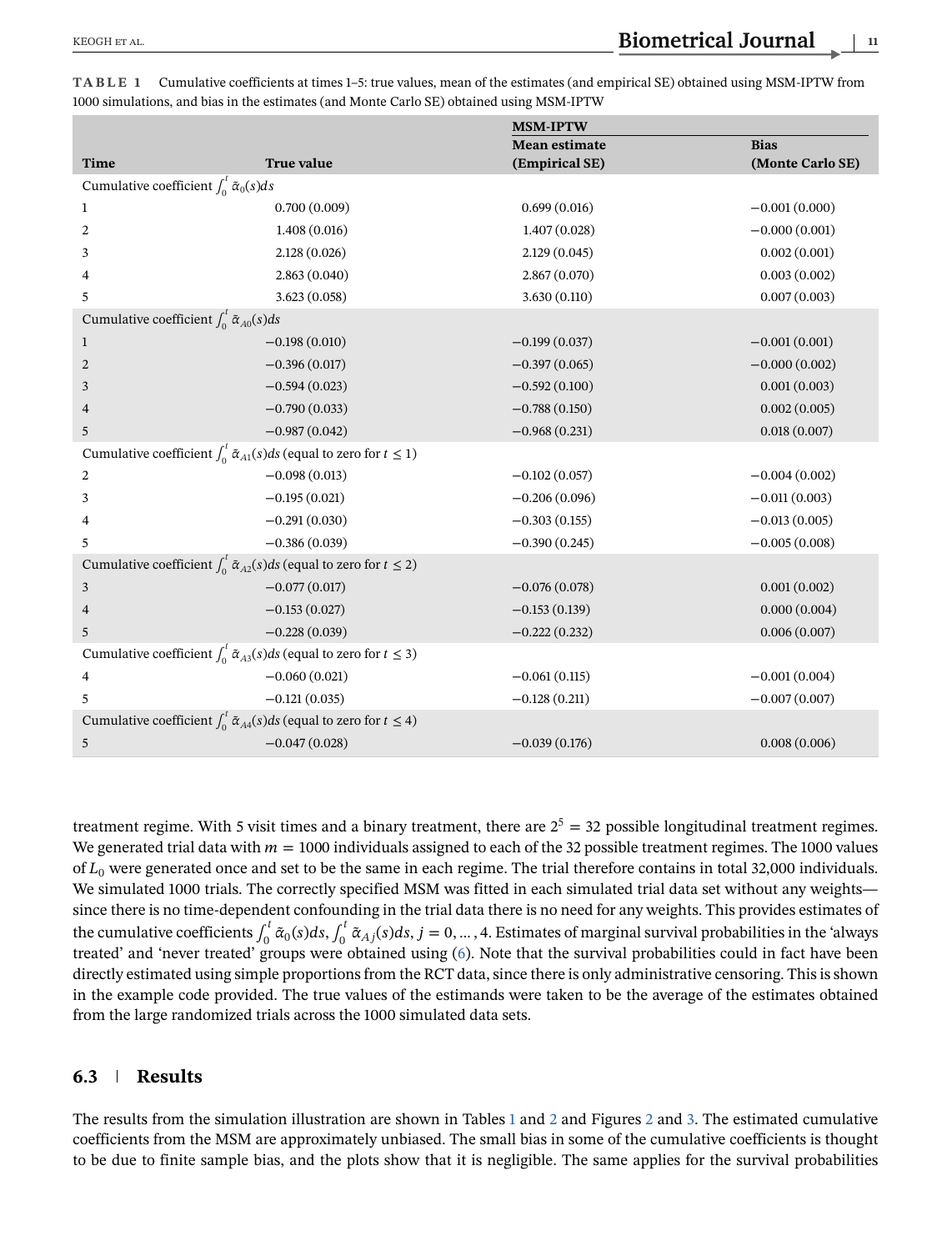**TABLE 1** Cumulative coefficients at times 1–5: true values, mean of the estimates (and empirical SE) obtained using MSM-IPTW from 1000 simulations, and bias in the estimates (and Monte Carlo SE) obtained using MSM-IPTW

| | | MSM-IPTW | |
|---|---|---|---|
| Time | True value | Mean estimate (Empirical SE) | Bias (Monte Carlo SE) |
| Cumulative coefficient $\int_0^t \tilde{\alpha}_0(s)ds$ | | | |
| 1 | 0.700 (0.009) | 0.699 (0.016) | −0.001 (0.000) |
| 2 | 1.408 (0.016) | 1.407 (0.028) | −0.000 (0.001) |
| 3 | 2.128 (0.026) | 2.129 (0.045) | 0.002 (0.001) |
| 4 | 2.863 (0.040) | 2.867 (0.070) | 0.003 (0.002) |
| 5 | 3.623 (0.058) | 3.630 (0.110) | 0.007 (0.003) |
| Cumulative coefficient $\int_0^t \tilde{\alpha}_{A0}(s)ds$ | | | |
| 1 | −0.198 (0.010) | −0.199 (0.037) | −0.001 (0.001) |
| 2 | −0.396 (0.017) | −0.397 (0.065) | −0.000 (0.002) |
| 3 | −0.594 (0.023) | −0.592 (0.100) | 0.001 (0.003) |
| 4 | −0.790 (0.033) | −0.788 (0.150) | 0.002 (0.005) |
| 5 | −0.987 (0.042) | −0.968 (0.231) | 0.018 (0.007) |
| Cumulative coefficient $\int_0^t \tilde{\alpha}_{A1}(s)ds$ (equal to zero for $t \leq 1$) | | | |
| 2 | −0.098 (0.013) | −0.102 (0.057) | −0.004 (0.002) |
| 3 | −0.195 (0.021) | −0.206 (0.096) | −0.011 (0.003) |
| 4 | −0.291 (0.030) | −0.303 (0.155) | −0.013 (0.005) |
| 5 | −0.386 (0.039) | −0.390 (0.245) | −0.005 (0.008) |
| Cumulative coefficient $\int_0^t \tilde{\alpha}_{A2}(s)ds$ (equal to zero for $t \leq 2$) | | | |
| 3 | −0.077 (0.017) | −0.076 (0.078) | 0.001 (0.002) |
| 4 | −0.153 (0.027) | −0.153 (0.139) | 0.000 (0.004) |
| 5 | −0.228 (0.039) | −0.222 (0.232) | 0.006 (0.007) |
| Cumulative coefficient $\int_0^t \tilde{\alpha}_{A3}(s)ds$ (equal to zero for $t \leq 3$) | | | |
| 4 | −0.060 (0.021) | −0.061 (0.115) | −0.001 (0.004) |
| 5 | −0.121 (0.035) | −0.128 (0.211) | −0.007 (0.007) |
| Cumulative coefficient $\int_0^t \tilde{\alpha}_{A4}(s)ds$ (equal to zero for $t \leq 4$) | | | |
| 5 | −0.047 (0.028) | −0.039 (0.176) | 0.008 (0.006) |

treatment regime. With 5 visit times and a binary treatment, there are $2^5 = 32$ possible longitudinal treatment regimes. We generated trial data with $m = 1000$ individuals assigned to each of the 32 possible treatment regimes. The 1000 values of $L_0$ were generated once and set to be the same in each regime. The trial therefore contains in total 32,000 individuals. We simulated 1000 trials. The correctly specified MSM was fitted in each simulated trial data set without any weights—since there is no time-dependent confounding in the trial data there is no need for any weights. This provides estimates of the cumulative coefficients $\int_0^t \tilde{\alpha}_0(s)ds, \int_0^t \tilde{\alpha}_{Aj}(s)ds, j = 0, \ldots, 4$. Estimates of marginal survival probabilities in the 'always treated' and 'never treated' groups were obtained using (6). Note that the survival probabilities could in fact have been directly estimated using simple proportions from the RCT data, since there is only administrative censoring. This is shown in the example code provided. The true values of the estimands were taken to be the average of the estimates obtained from the large randomized trials across the 1000 simulated data sets.

### 6.3 | Results

The results from the simulation illustration are shown in Tables 1 and 2 and Figures 2 and 3. The estimated cumulative coefficients from the MSM are approximately unbiased. The small bias in some of the cumulative coefficients is thought to be due to finite sample bias, and the plots show that it is negligible. The same applies for the survival probabilities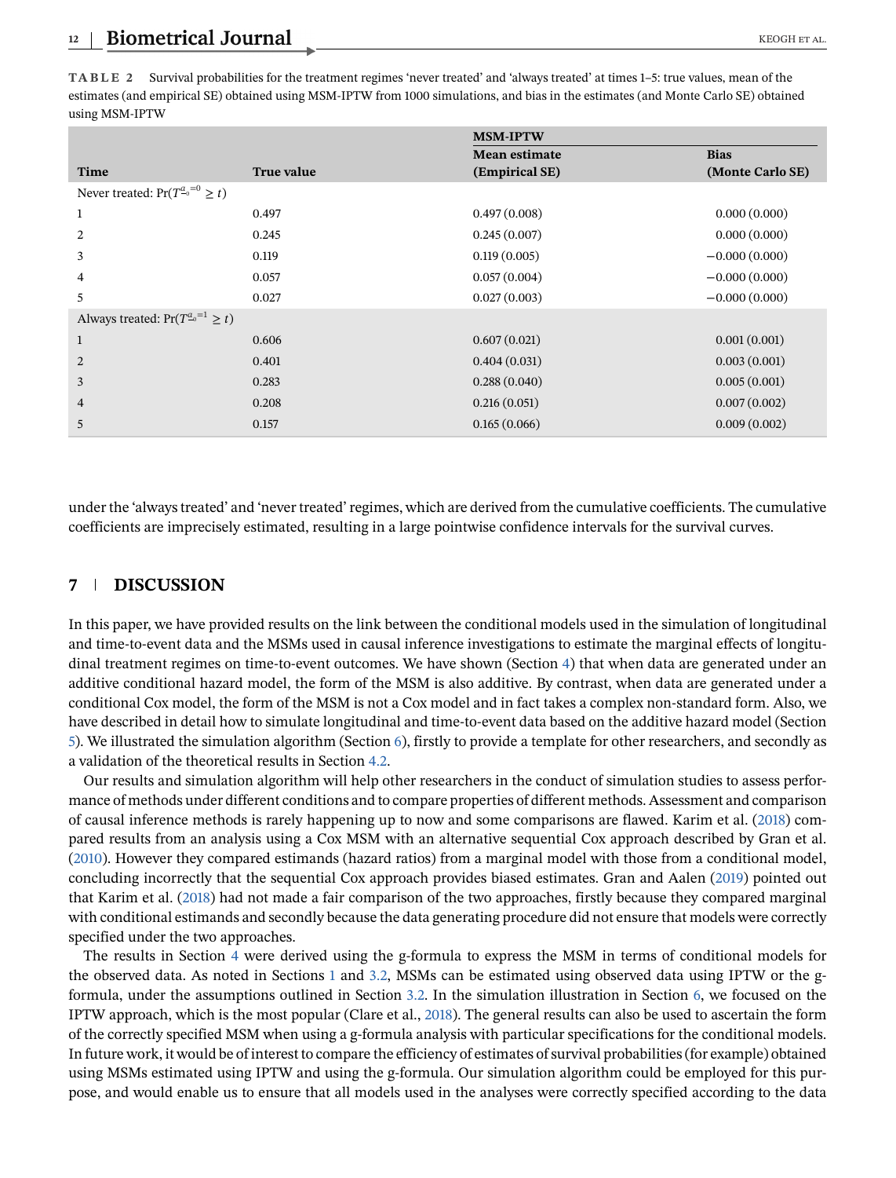**TABLE 2** Survival probabilities for the treatment regimes 'never treated' and 'always treated' at times 1–5: true values, mean of the estimates (and empirical SE) obtained using MSM-IPTW from 1000 simulations, and bias in the estimates (and Monte Carlo SE) obtained using MSM-IPTW

| | | MSM-IPTW | |
|---|---|---|---|
| **Time** | **True value** | **Mean estimate (Empirical SE)** | **Bias (Monte Carlo SE)** |
| Never treated: $\Pr(T^{\underline{a}_0=0} \geq t)$ | | | |
| 1 | 0.497 | 0.497 (0.008) | 0.000 (0.000) |
| 2 | 0.245 | 0.245 (0.007) | 0.000 (0.000) |
| 3 | 0.119 | 0.119 (0.005) | −0.000 (0.000) |
| 4 | 0.057 | 0.057 (0.004) | −0.000 (0.000) |
| 5 | 0.027 | 0.027 (0.003) | −0.000 (0.000) |
| Always treated: $\Pr(T^{\underline{a}_0=1} \geq t)$ | | | |
| 1 | 0.606 | 0.607 (0.021) | 0.001 (0.001) |
| 2 | 0.401 | 0.404 (0.031) | 0.003 (0.001) |
| 3 | 0.283 | 0.288 (0.040) | 0.005 (0.001) |
| 4 | 0.208 | 0.216 (0.051) | 0.007 (0.002) |
| 5 | 0.157 | 0.165 (0.066) | 0.009 (0.002) |

under the 'always treated' and 'never treated' regimes, which are derived from the cumulative coefficients. The cumulative coefficients are imprecisely estimated, resulting in a large pointwise confidence intervals for the survival curves.

## 7 | DISCUSSION

In this paper, we have provided results on the link between the conditional models used in the simulation of longitudinal and time-to-event data and the MSMs used in causal inference investigations to estimate the marginal effects of longitudinal treatment regimes on time-to-event outcomes. We have shown (Section 4) that when data are generated under an additive conditional hazard model, the form of the MSM is also additive. By contrast, when data are generated under a conditional Cox model, the form of the MSM is not a Cox model and in fact takes a complex non-standard form. Also, we have described in detail how to simulate longitudinal and time-to-event data based on the additive hazard model (Section 5). We illustrated the simulation algorithm (Section 6), firstly to provide a template for other researchers, and secondly as a validation of the theoretical results in Section 4.2.

Our results and simulation algorithm will help other researchers in the conduct of simulation studies to assess performance of methods under different conditions and to compare properties of different methods. Assessment and comparison of causal inference methods is rarely happening up to now and some comparisons are flawed. Karim et al. (2018) compared results from an analysis using a Cox MSM with an alternative sequential Cox approach described by Gran et al. (2010). However they compared estimands (hazard ratios) from a marginal model with those from a conditional model, concluding incorrectly that the sequential Cox approach provides biased estimates. Gran and Aalen (2019) pointed out that Karim et al. (2018) had not made a fair comparison of the two approaches, firstly because they compared marginal with conditional estimands and secondly because the data generating procedure did not ensure that models were correctly specified under the two approaches.

The results in Section 4 were derived using the g-formula to express the MSM in terms of conditional models for the observed data. As noted in Sections 1 and 3.2, MSMs can be estimated using observed data using IPTW or the g-formula, under the assumptions outlined in Section 3.2. In the simulation illustration in Section 6, we focused on the IPTW approach, which is the most popular (Clare et al., 2018). The general results can also be used to ascertain the form of the correctly specified MSM when using a g-formula analysis with particular specifications for the conditional models. In future work, it would be of interest to compare the efficiency of estimates of survival probabilities (for example) obtained using MSMs estimated using IPTW and using the g-formula. Our simulation algorithm could be employed for this purpose, and would enable us to ensure that all models used in the analyses were correctly specified according to the data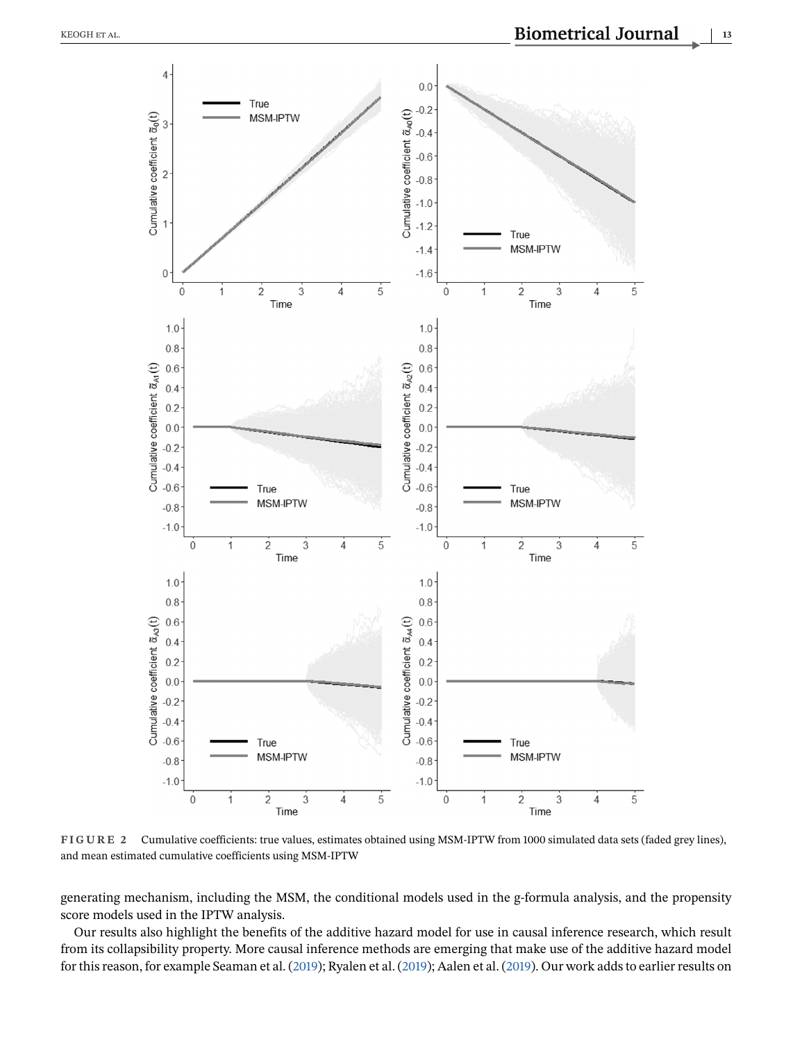True
MSM-IPTW
Cumulative coefficient $\tilde{\alpha}_0(t)$
Time

True
MSM-IPTW
Cumulative coefficient $\tilde{\alpha}_{A0}(t)$
Time

True
MSM-IPTW
Cumulative coefficient $\tilde{\alpha}_{A1}(t)$
Time

True
MSM-IPTW
Cumulative coefficient $\tilde{\alpha}_{A2}(t)$
Time

True
MSM-IPTW
Cumulative coefficient $\tilde{\alpha}_{A3}(t)$
Time

True
MSM-IPTW
Cumulative coefficient $\tilde{\alpha}_{A4}(t)$
Time

**FIGURE 2** Cumulative coefficients: true values, estimates obtained using MSM-IPTW from 1000 simulated data sets (faded grey lines), and mean estimated cumulative coefficients using MSM-IPTW

generating mechanism, including the MSM, the conditional models used in the g-formula analysis, and the propensity score models used in the IPTW analysis.

Our results also highlight the benefits of the additive hazard model for use in causal inference research, which result from its collapsibility property. More causal inference methods are emerging that make use of the additive hazard model for this reason, for example Seaman et al. (2019); Ryalen et al. (2019); Aalen et al. (2019). Our work adds to earlier results on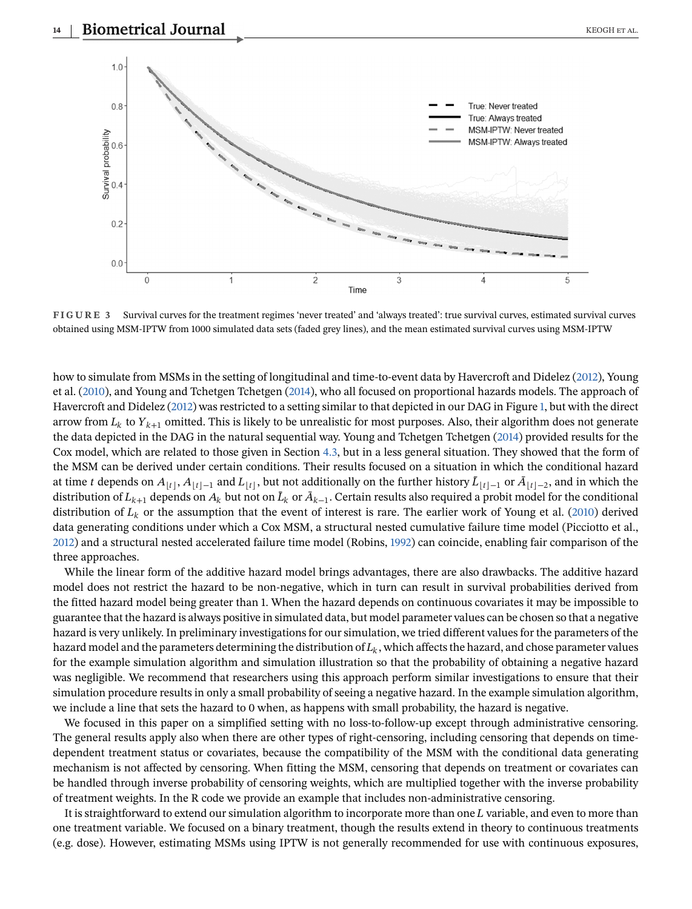1.0
0.8
0.6
0.4
0.2
0.0
Survival probability
0
1
2
3
4
5
Time
True: Never treated
True: Always treated
MSM-IPTW: Never treated
MSM-IPTW: Always treated

**FIGURE 3** Survival curves for the treatment regimes 'never treated' and 'always treated': true survival curves, estimated survival curves obtained using MSM-IPTW from 1000 simulated data sets (faded grey lines), and the mean estimated survival curves using MSM-IPTW

how to simulate from MSMs in the setting of longitudinal and time-to-event data by Havercroft and Didelez (2012), Young et al. (2010), and Young and Tchetgen Tchetgen (2014), who all focused on proportional hazards models. The approach of Havercroft and Didelez (2012) was restricted to a setting similar to that depicted in our DAG in Figure 1, but with the direct arrow from $L_k$ to $Y_{k+1}$ omitted. This is likely to be unrealistic for most purposes. Also, their algorithm does not generate the data depicted in the DAG in the natural sequential way. Young and Tchetgen Tchetgen (2014) provided results for the Cox model, which are related to those given in Section 4.3, but in a less general situation. They showed that the form of the MSM can be derived under certain conditions. Their results focused on a situation in which the conditional hazard at time $t$ depends on $A_{\lfloor t \rfloor}$, $A_{\lfloor t \rfloor -1}$ and $L_{\lfloor t \rfloor}$, but not additionally on the further history $\bar{L}_{\lfloor t \rfloor -1}$ or $\bar{A}_{\lfloor t \rfloor -2}$, and in which the distribution of $L_{k+1}$ depends on $A_k$ but not on $\bar{L}_k$ or $\bar{A}_{k-1}$. Certain results also required a probit model for the conditional distribution of $L_k$ or the assumption that the event of interest is rare. The earlier work of Young et al. (2010) derived data generating conditions under which a Cox MSM, a structural nested cumulative failure time model (Picciotto et al., 2012) and a structural nested accelerated failure time model (Robins, 1992) can coincide, enabling fair comparison of the three approaches.

While the linear form of the additive hazard model brings advantages, there are also drawbacks. The additive hazard model does not restrict the hazard to be non-negative, which in turn can result in survival probabilities derived from the fitted hazard model being greater than 1. When the hazard depends on continuous covariates it may be impossible to guarantee that the hazard is always positive in simulated data, but model parameter values can be chosen so that a negative hazard is very unlikely. In preliminary investigations for our simulation, we tried different values for the parameters of the hazard model and the parameters determining the distribution of $L_k$, which affects the hazard, and chose parameter values for the example simulation algorithm and simulation illustration so that the probability of obtaining a negative hazard was negligible. We recommend that researchers using this approach perform similar investigations to ensure that their simulation procedure results in only a small probability of seeing a negative hazard. In the example simulation algorithm, we include a line that sets the hazard to 0 when, as happens with small probability, the hazard is negative.

We focused in this paper on a simplified setting with no loss-to-follow-up except through administrative censoring. The general results apply also when there are other types of right-censoring, including censoring that depends on time-dependent treatment status or covariates, because the compatibility of the MSM with the conditional data generating mechanism is not affected by censoring. When fitting the MSM, censoring that depends on treatment or covariates can be handled through inverse probability of censoring weights, which are multiplied together with the inverse probability of treatment weights. In the R code we provide an example that includes non-administrative censoring.

It is straightforward to extend our simulation algorithm to incorporate more than one $L$ variable, and even to more than one treatment variable. We focused on a binary treatment, though the results extend in theory to continuous treatments (e.g. dose). However, estimating MSMs using IPTW is not generally recommended for use with continuous exposures,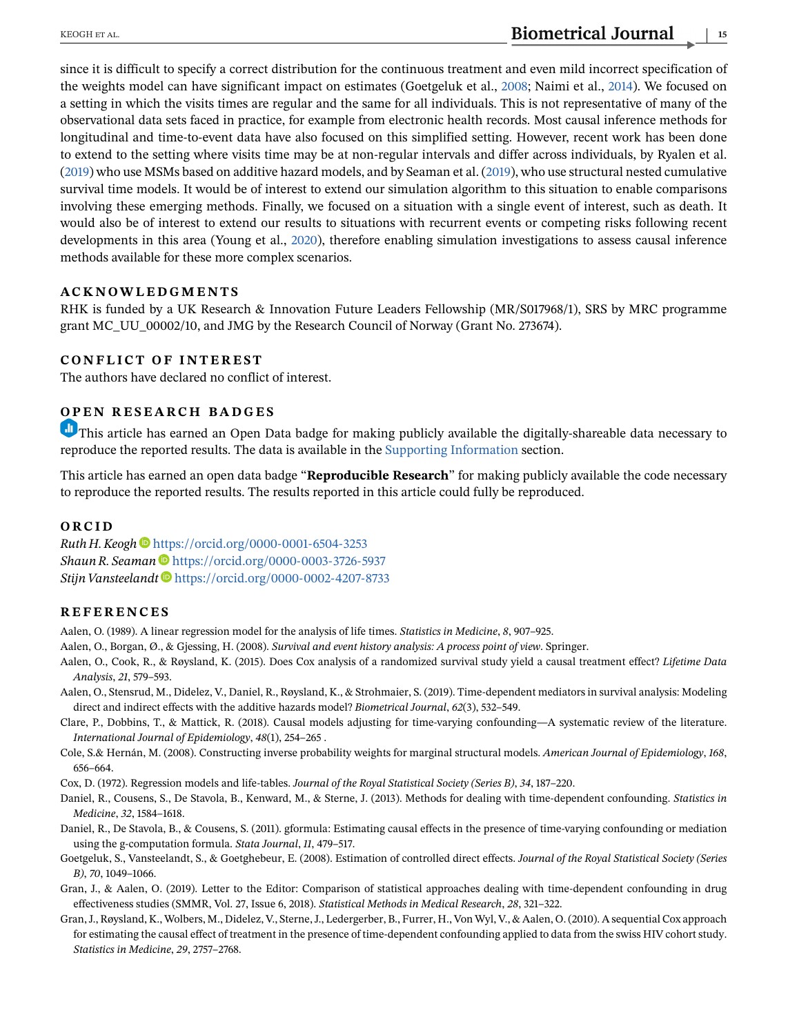since it is difficult to specify a correct distribution for the continuous treatment and even mild incorrect specification of the weights model can have significant impact on estimates (Goetgeluk et al., 2008; Naimi et al., 2014). We focused on a setting in which the visits times are regular and the same for all individuals. This is not representative of many of the observational data sets faced in practice, for example from electronic health records. Most causal inference methods for longitudinal and time-to-event data have also focused on this simplified setting. However, recent work has been done to extend to the setting where visits time may be at non-regular intervals and differ across individuals, by Ryalen et al. (2019) who use MSMs based on additive hazard models, and by Seaman et al. (2019), who use structural nested cumulative survival time models. It would be of interest to extend our simulation algorithm to this situation to enable comparisons involving these emerging methods. Finally, we focused on a situation with a single event of interest, such as death. It would also be of interest to extend our results to situations with recurrent events or competing risks following recent developments in this area (Young et al., 2020), therefore enabling simulation investigations to assess causal inference methods available for these more complex scenarios.

## ACKNOWLEDGMENTS

RHK is funded by a UK Research & Innovation Future Leaders Fellowship (MR/S017968/1), SRS by MRC programme grant MC_UU_00002/10, and JMG by the Research Council of Norway (Grant No. 273674).

## CONFLICT OF INTEREST

The authors have declared no conflict of interest.

## OPEN RESEARCH BADGES

This article has earned an Open Data badge for making publicly available the digitally-shareable data necessary to reproduce the reported results. The data is available in the Supporting Information section.

This article has earned an open data badge "**Reproducible Research**" for making publicly available the code necessary to reproduce the reported results. The results reported in this article could fully be reproduced.

## ORCID

*Ruth H. Keogh* https://orcid.org/0000-0001-6504-3253
*Shaun R. Seaman* https://orcid.org/0000-0003-3726-5937
*Stijn Vansteelandt* https://orcid.org/0000-0002-4207-8733

## REFERENCES

Aalen, O. (1989). A linear regression model for the analysis of life times. *Statistics in Medicine*, *8*, 907–925.

Aalen, O., Borgan, Ø., & Gjessing, H. (2008). *Survival and event history analysis: A process point of view*. Springer.

Aalen, O., Cook, R., & Røysland, K. (2015). Does Cox analysis of a randomized survival study yield a causal treatment effect? *Lifetime Data Analysis*, *21*, 579–593.

Aalen, O., Stensrud, M., Didelez, V., Daniel, R., Røysland, K., & Strohmaier, S. (2019). Time-dependent mediators in survival analysis: Modeling direct and indirect effects with the additive hazards model? *Biometrical Journal*, *62*(3), 532–549.

Clare, P., Dobbins, T., & Mattick, R. (2018). Causal models adjusting for time-varying confounding—A systematic review of the literature. *International Journal of Epidemiology*, *48*(1), 254–265 .

Cole, S.& Hernán, M. (2008). Constructing inverse probability weights for marginal structural models. *American Journal of Epidemiology*, *168*, 656–664.

Cox, D. (1972). Regression models and life-tables. *Journal of the Royal Statistical Society (Series B)*, *34*, 187–220.

Daniel, R., Cousens, S., De Stavola, B., Kenward, M., & Sterne, J. (2013). Methods for dealing with time-dependent confounding. *Statistics in Medicine*, *32*, 1584–1618.

Daniel, R., De Stavola, B., & Cousens, S. (2011). gformula: Estimating causal effects in the presence of time-varying confounding or mediation using the g-computation formula. *Stata Journal*, *11*, 479–517.

Goetgeluk, S., Vansteelandt, S., & Goetghebeur, E. (2008). Estimation of controlled direct effects. *Journal of the Royal Statistical Society (Series B)*, *70*, 1049–1066.

Gran, J., & Aalen, O. (2019). Letter to the Editor: Comparison of statistical approaches dealing with time-dependent confounding in drug effectiveness studies (SMMR, Vol. 27, Issue 6, 2018). *Statistical Methods in Medical Research*, *28*, 321–322.

Gran, J., Røysland, K., Wolbers, M., Didelez, V., Sterne, J., Ledergerber, B., Furrer, H., Von Wyl, V., & Aalen, O. (2010). A sequential Cox approach for estimating the causal effect of treatment in the presence of time-dependent confounding applied to data from the swiss HIV cohort study. *Statistics in Medicine*, *29*, 2757–2768.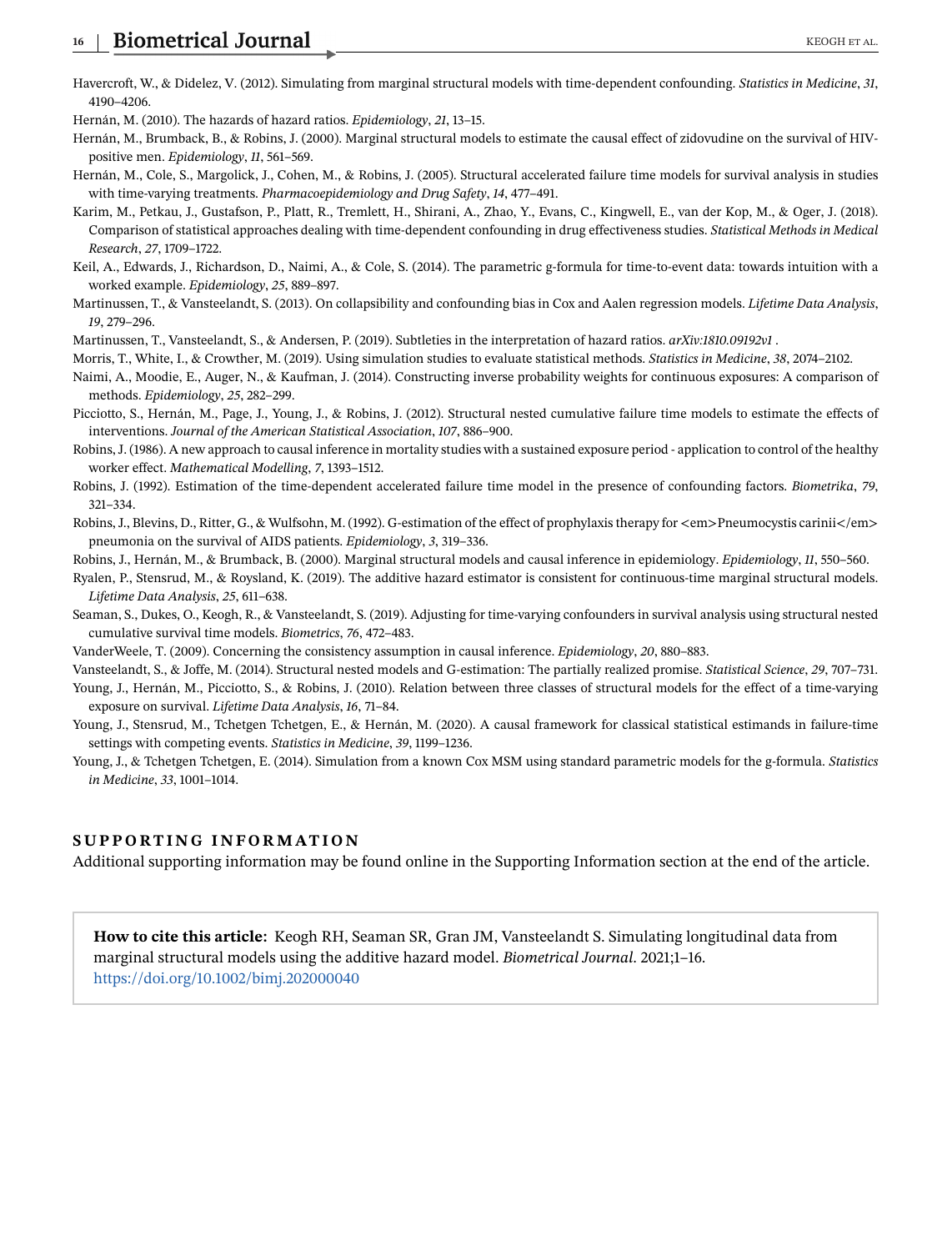Havercroft, W., & Didelez, V. (2012). Simulating from marginal structural models with time-dependent confounding. *Statistics in Medicine*, *31*, 4190–4206.

Hernán, M. (2010). The hazards of hazard ratios. *Epidemiology*, *21*, 13–15.

Hernán, M., Brumback, B., & Robins, J. (2000). Marginal structural models to estimate the causal effect of zidovudine on the survival of HIV-positive men. *Epidemiology*, *11*, 561–569.

Hernán, M., Cole, S., Margolick, J., Cohen, M., & Robins, J. (2005). Structural accelerated failure time models for survival analysis in studies with time-varying treatments. *Pharmacoepidemiology and Drug Safety*, *14*, 477–491.

Karim, M., Petkau, J., Gustafson, P., Platt, R., Tremlett, H., Shirani, A., Zhao, Y., Evans, C., Kingwell, E., van der Kop, M., & Oger, J. (2018). Comparison of statistical approaches dealing with time-dependent confounding in drug effectiveness studies. *Statistical Methods in Medical Research*, *27*, 1709–1722.

Keil, A., Edwards, J., Richardson, D., Naimi, A., & Cole, S. (2014). The parametric g-formula for time-to-event data: towards intuition with a worked example. *Epidemiology*, *25*, 889–897.

Martinussen, T., & Vansteelandt, S. (2013). On collapsibility and confounding bias in Cox and Aalen regression models. *Lifetime Data Analysis*, *19*, 279–296.

Martinussen, T., Vansteelandt, S., & Andersen, P. (2019). Subtleties in the interpretation of hazard ratios. *arXiv:1810.09192v1* .

Morris, T., White, I., & Crowther, M. (2019). Using simulation studies to evaluate statistical methods. *Statistics in Medicine*, *38*, 2074–2102.

Naimi, A., Moodie, E., Auger, N., & Kaufman, J. (2014). Constructing inverse probability weights for continuous exposures: A comparison of methods. *Epidemiology*, *25*, 282–299.

Picciotto, S., Hernán, M., Page, J., Young, J., & Robins, J. (2012). Structural nested cumulative failure time models to estimate the effects of interventions. *Journal of the American Statistical Association*, *107*, 886–900.

Robins, J. (1986). A new approach to causal inference in mortality studies with a sustained exposure period - application to control of the healthy worker effect. *Mathematical Modelling*, *7*, 1393–1512.

Robins, J. (1992). Estimation of the time-dependent accelerated failure time model in the presence of confounding factors. *Biometrika*, *79*, 321–334.

Robins, J., Blevins, D., Ritter, G., & Wulfsohn, M. (1992). G-estimation of the effect of prophylaxis therapy for <em>Pneumocystis carinii</em> pneumonia on the survival of AIDS patients. *Epidemiology*, *3*, 319–336.

Robins, J., Hernán, M., & Brumback, B. (2000). Marginal structural models and causal inference in epidemiology. *Epidemiology*, *11*, 550–560.

Ryalen, P., Stensrud, M., & Roysland, K. (2019). The additive hazard estimator is consistent for continuous-time marginal structural models. *Lifetime Data Analysis*, *25*, 611–638.

Seaman, S., Dukes, O., Keogh, R., & Vansteelandt, S. (2019). Adjusting for time-varying confounders in survival analysis using structural nested cumulative survival time models. *Biometrics*, *76*, 472–483.

VanderWeele, T. (2009). Concerning the consistency assumption in causal inference. *Epidemiology*, *20*, 880–883.

Vansteelandt, S., & Joffe, M. (2014). Structural nested models and G-estimation: The partially realized promise. *Statistical Science*, *29*, 707–731.

Young, J., Hernán, M., Picciotto, S., & Robins, J. (2010). Relation between three classes of structural models for the effect of a time-varying exposure on survival. *Lifetime Data Analysis*, *16*, 71–84.

Young, J., Stensrud, M., Tchetgen Tchetgen, E., & Hernán, M. (2020). A causal framework for classical statistical estimands in failure-time settings with competing events. *Statistics in Medicine*, *39*, 1199–1236.

Young, J., & Tchetgen Tchetgen, E. (2014). Simulation from a known Cox MSM using standard parametric models for the g-formula. *Statistics in Medicine*, *33*, 1001–1014.

## SUPPORTING INFORMATION

Additional supporting information may be found online in the Supporting Information section at the end of the article.

**How to cite this article:** Keogh RH, Seaman SR, Gran JM, Vansteelandt S. Simulating longitudinal data from marginal structural models using the additive hazard model. *Biometrical Journal*. 2021;1–16. https://doi.org/10.1002/bimj.202000040